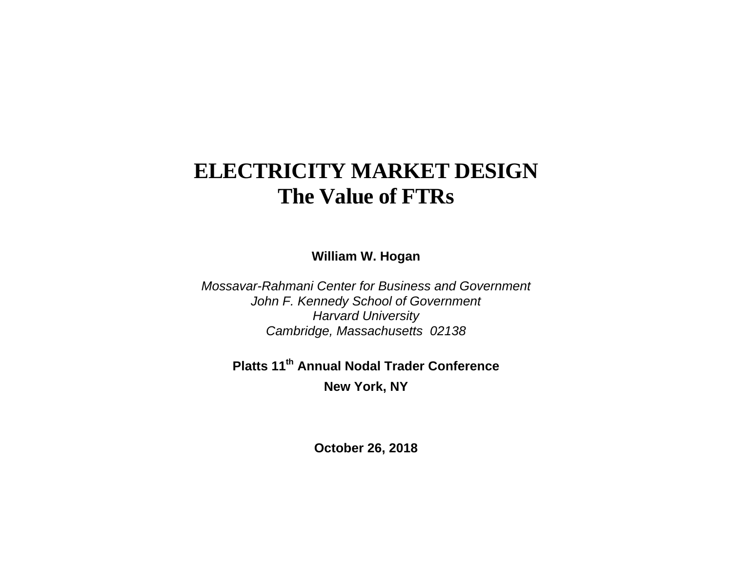# ELECTRICITY MARKET DESIGN
# The Value of FTRs

**William W. Hogan**

*Mossavar-Rahmani Center for Business and Government*
*John F. Kennedy School of Government*
*Harvard University*
*Cambridge, Massachusetts 02138*

**Platts 11th Annual Nodal Trader Conference**

**New York, NY**

**October 26, 2018**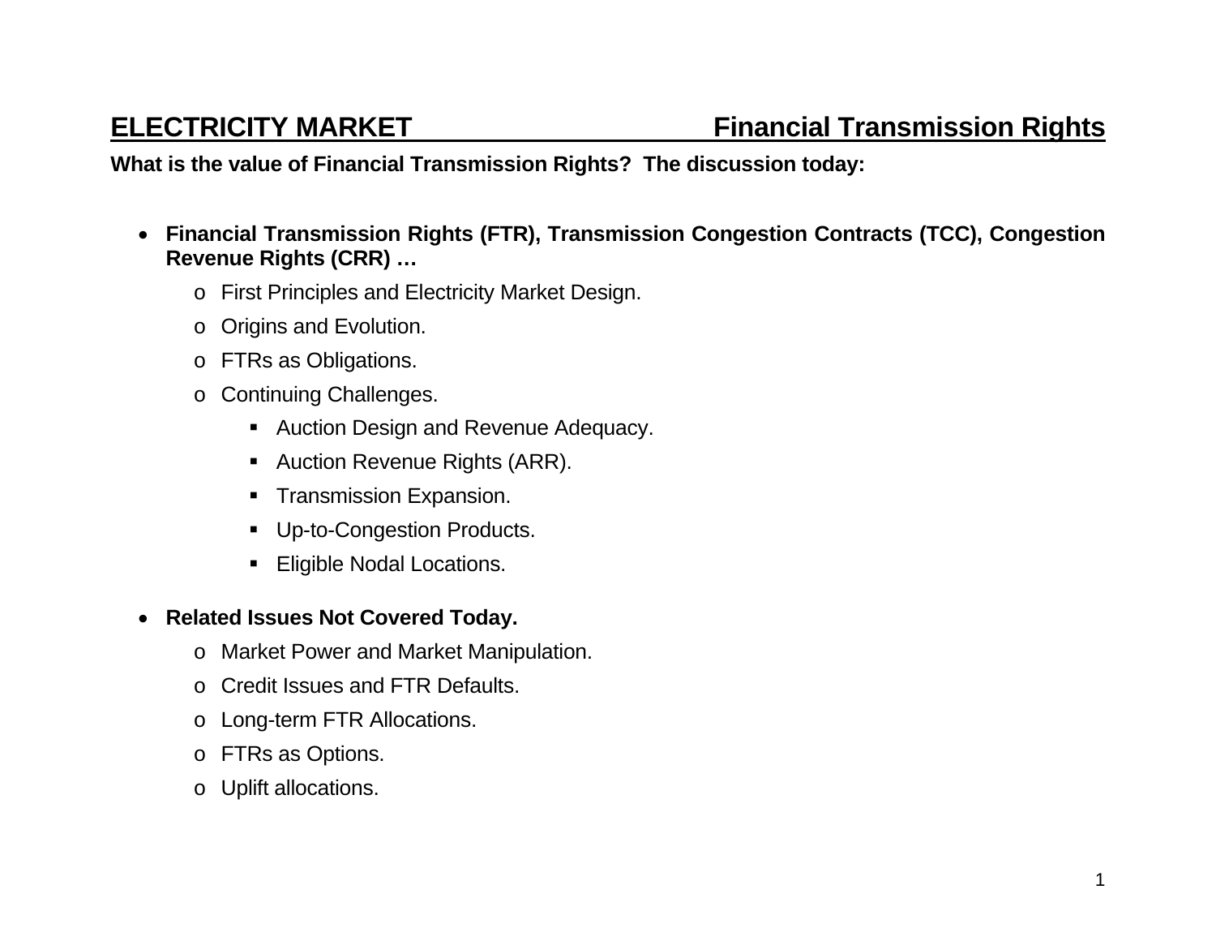## ELECTRICITY MARKET — Financial Transmission Rights

**What is the value of Financial Transmission Rights? The discussion today:**

- **Financial Transmission Rights (FTR), Transmission Congestion Contracts (TCC), Congestion Revenue Rights (CRR) …**
  - First Principles and Electricity Market Design.
  - Origins and Evolution.
  - FTRs as Obligations.
  - Continuing Challenges.
    - Auction Design and Revenue Adequacy.
    - Auction Revenue Rights (ARR).
    - Transmission Expansion.
    - Up-to-Congestion Products.
    - Eligible Nodal Locations.

- **Related Issues Not Covered Today.**
  - Market Power and Market Manipulation.
  - Credit Issues and FTR Defaults.
  - Long-term FTR Allocations.
  - FTRs as Options.
  - Uplift allocations.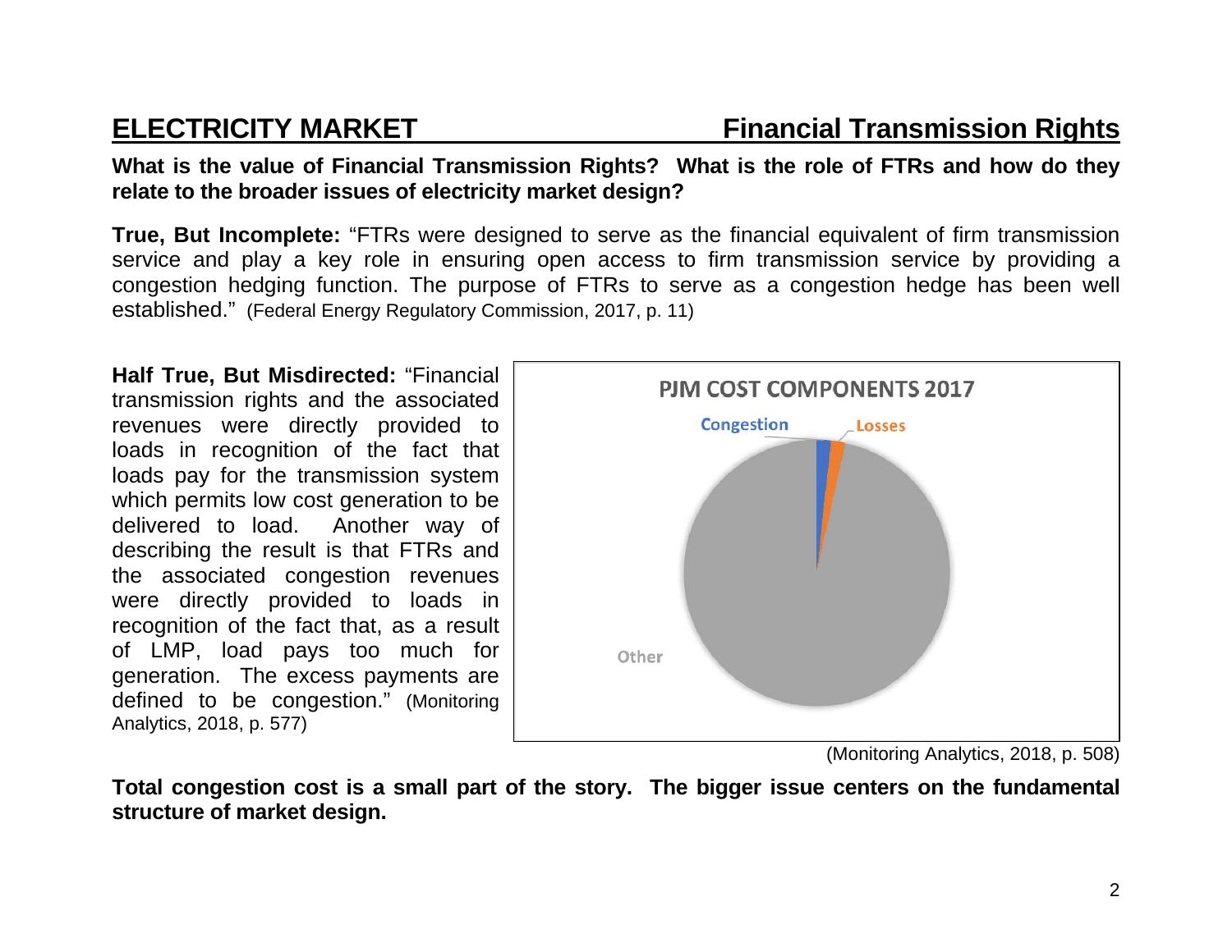## ELECTRICITY MARKET — Financial Transmission Rights

**What is the value of Financial Transmission Rights? What is the role of FTRs and how do they relate to the broader issues of electricity market design?**

**True, But Incomplete:** "FTRs were designed to serve as the financial equivalent of firm transmission service and play a key role in ensuring open access to firm transmission service by providing a congestion hedging function. The purpose of FTRs to serve as a congestion hedge has been well established." (Federal Energy Regulatory Commission, 2017, p. 11)

**Half True, But Misdirected:** "Financial transmission rights and the associated revenues were directly provided to loads in recognition of the fact that loads pay for the transmission system which permits low cost generation to be delivered to load. Another way of describing the result is that FTRs and the associated congestion revenues were directly provided to loads in recognition of the fact that, as a result of LMP, load pays too much for generation. The excess payments are defined to be congestion." (Monitoring Analytics, 2018, p. 577)

PJM COST COMPONENTS 2017

Congestion, Losses, Other

(Monitoring Analytics, 2018, p. 508)

**Total congestion cost is a small part of the story. The bigger issue centers on the fundamental structure of market design.**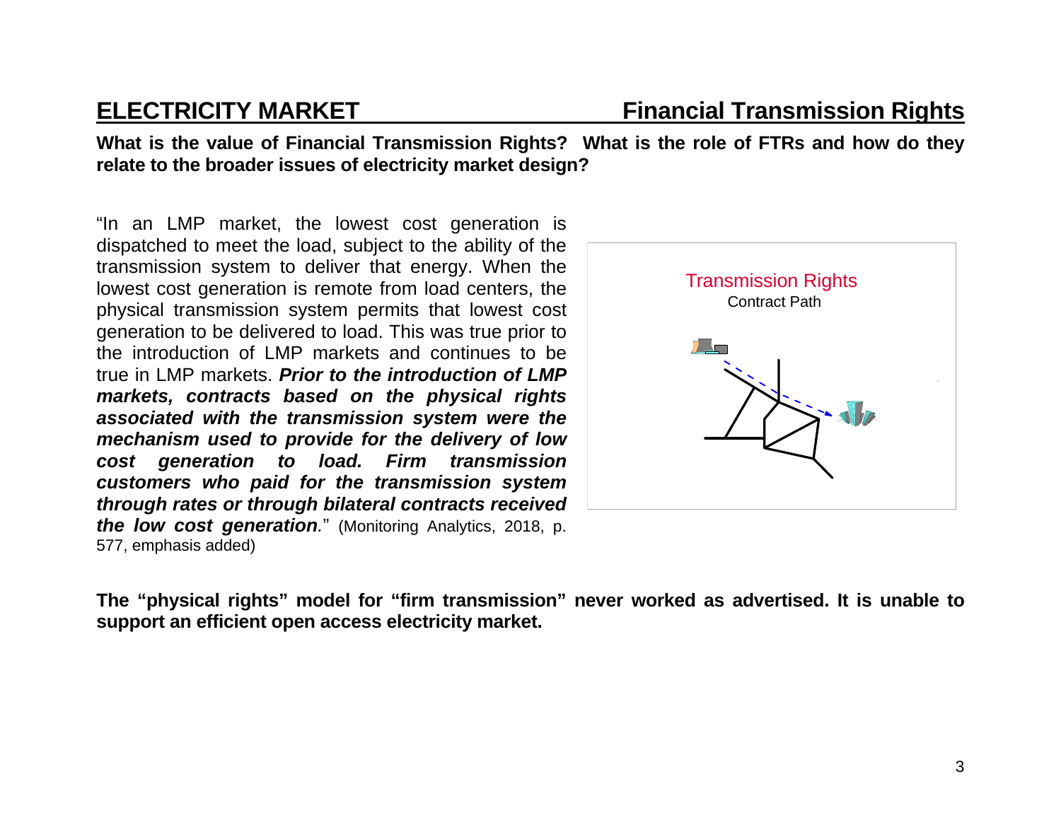## ELECTRICITY MARKET — Financial Transmission Rights

**What is the value of Financial Transmission Rights? What is the role of FTRs and how do they relate to the broader issues of electricity market design?**

"In an LMP market, the lowest cost generation is dispatched to meet the load, subject to the ability of the transmission system to deliver that energy. When the lowest cost generation is remote from load centers, the physical transmission system permits that lowest cost generation to be delivered to load. This was true prior to the introduction of LMP markets and continues to be true in LMP markets. ***Prior to the introduction of LMP markets, contracts based on the physical rights associated with the transmission system were the mechanism used to provide for the delivery of low cost generation to load. Firm transmission customers who paid for the transmission system through rates or through bilateral contracts received the low cost generation.***" (Monitoring Analytics, 2018, p. 577, emphasis added)

Transmission Rights

Contract Path

**The "physical rights" model for "firm transmission" never worked as advertised. It is unable to support an efficient open access electricity market.**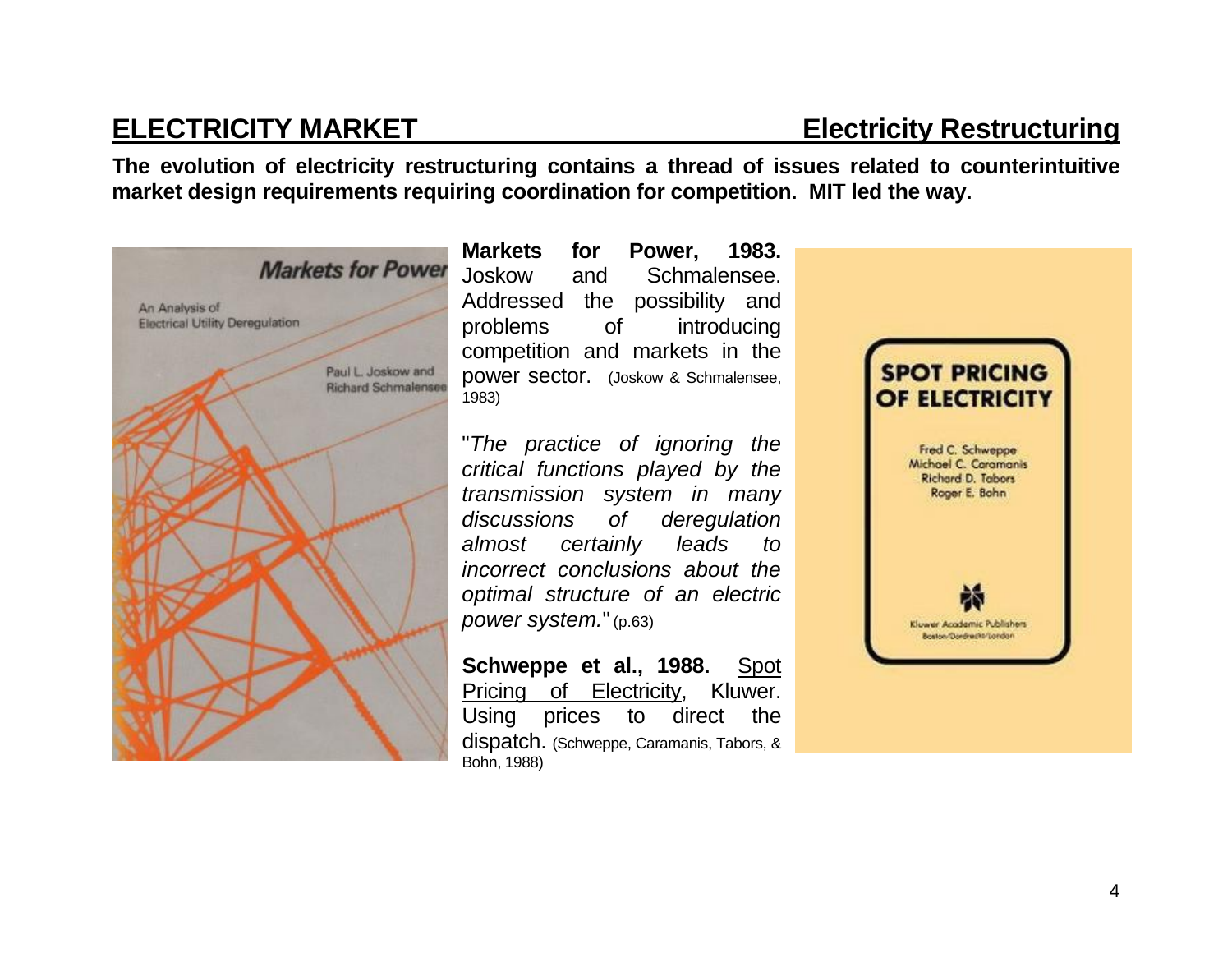## ELECTRICITY MARKET — Electricity Restructuring

**The evolution of electricity restructuring contains a thread of issues related to counterintuitive market design requirements requiring coordination for competition. MIT led the way.**

**Markets for Power, 1983.** Joskow and Schmalensee. Addressed the possibility and problems of introducing competition and markets in the power sector. (Joskow & Schmalensee, 1983)

"*The practice of ignoring the critical functions played by the transmission system in many discussions of deregulation almost certainly leads to incorrect conclusions about the optimal structure of an electric power system.*" (p.63)

**Schweppe et al., 1988.** Spot Pricing of Electricity, Kluwer. Using prices to direct the dispatch. (Schweppe, Caramanis, Tabors, & Bohn, 1988)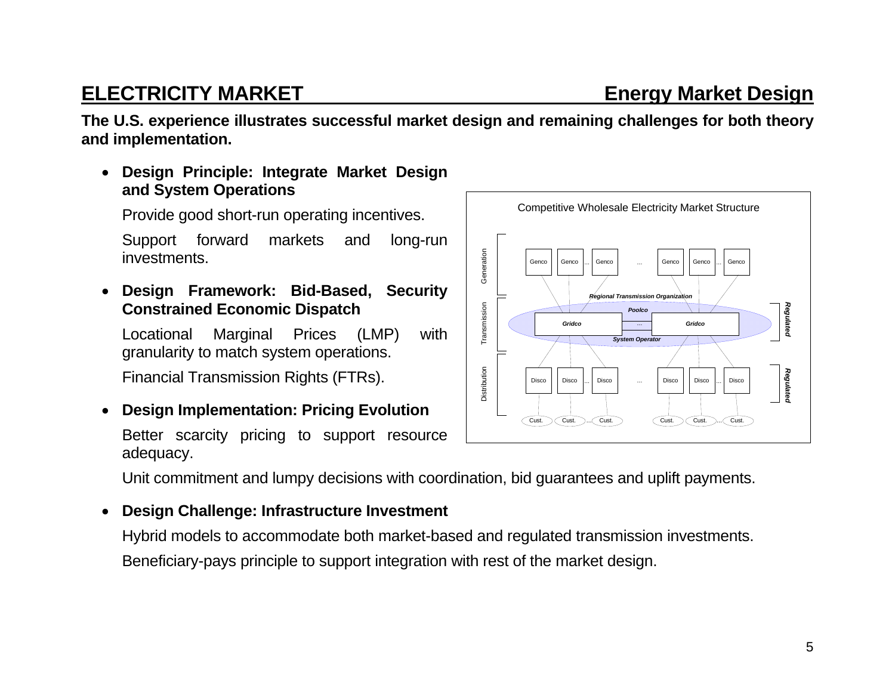## ELECTRICITY MARKET — Energy Market Design

**The U.S. experience illustrates successful market design and remaining challenges for both theory and implementation.**

- **Design Principle: Integrate Market Design and System Operations**

  Provide good short-run operating incentives.

  Support forward markets and long-run investments.

- **Design Framework: Bid-Based, Security Constrained Economic Dispatch**

  Locational Marginal Prices (LMP) with granularity to match system operations.

  Financial Transmission Rights (FTRs).

- **Design Implementation: Pricing Evolution**

  Better scarcity pricing to support resource adequacy.

  Unit commitment and lumpy decisions with coordination, bid guarantees and uplift payments.

- **Design Challenge: Infrastructure Investment**

  Hybrid models to accommodate both market-based and regulated transmission investments.

  Beneficiary-pays principle to support integration with rest of the market design.

Competitive Wholesale Electricity Market Structure

| | | | |
|---|---|---|---|
| Generation | Genco, Genco ... Genco ... Genco, Genco ... Genco | | |
| Transmission | *Regional Transmission Organization* — *Poolco*: *Gridco* ... *Gridco* — *System Operator* | *Regulated* | |
| Distribution | Disco, Disco ... Disco ... Disco, Disco ... Disco | *Regulated* | |
| | Cust., Cust. ... Cust. — Cust., Cust. ... Cust. | | |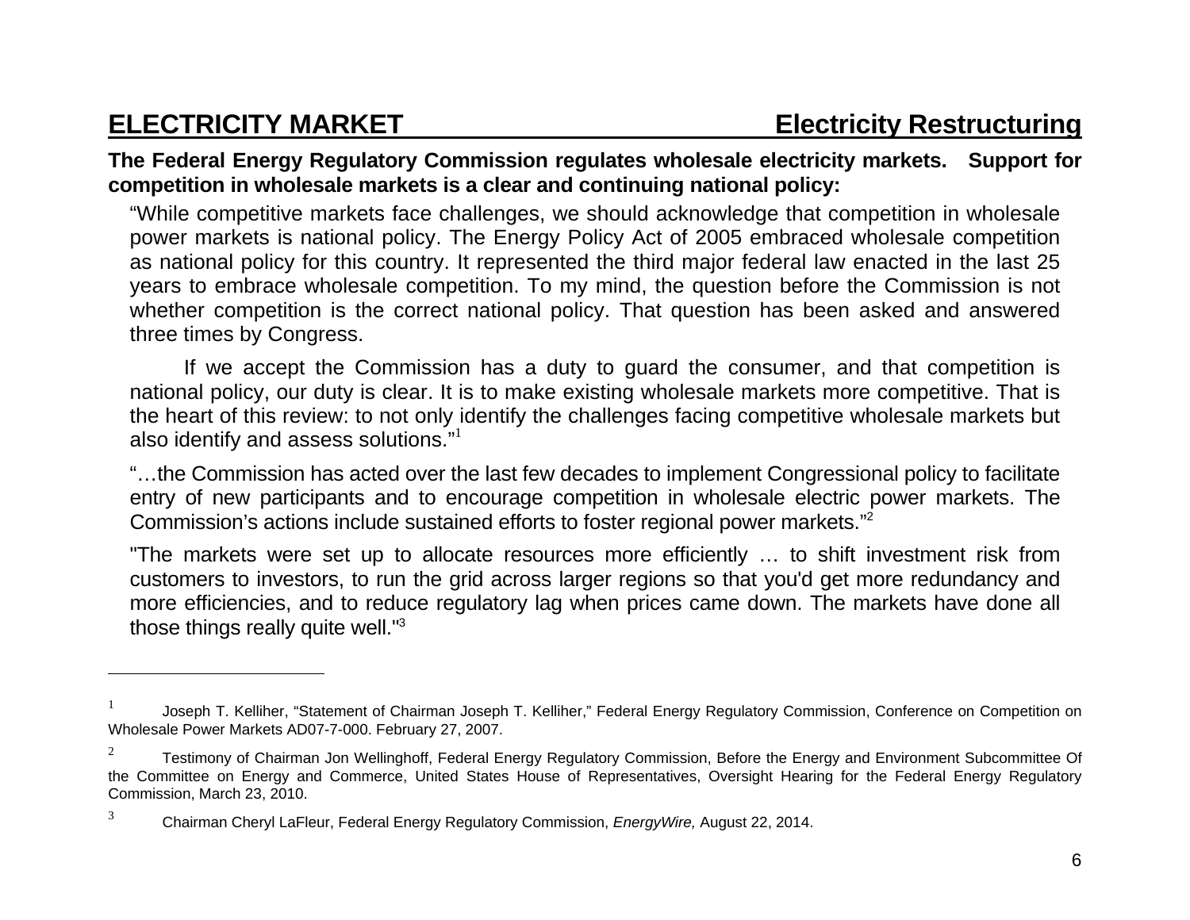## ELECTRICITY MARKET — Electricity Restructuring

**The Federal Energy Regulatory Commission regulates wholesale electricity markets. Support for competition in wholesale markets is a clear and continuing national policy:**

"While competitive markets face challenges, we should acknowledge that competition in wholesale power markets is national policy. The Energy Policy Act of 2005 embraced wholesale competition as national policy for this country. It represented the third major federal law enacted in the last 25 years to embrace wholesale competition. To my mind, the question before the Commission is not whether competition is the correct national policy. That question has been asked and answered three times by Congress.

If we accept the Commission has a duty to guard the consumer, and that competition is national policy, our duty is clear. It is to make existing wholesale markets more competitive. That is the heart of this review: to not only identify the challenges facing competitive wholesale markets but also identify and assess solutions."[1]

"…the Commission has acted over the last few decades to implement Congressional policy to facilitate entry of new participants and to encourage competition in wholesale electric power markets. The Commission's actions include sustained efforts to foster regional power markets."[2]

"The markets were set up to allocate resources more efficiently … to shift investment risk from customers to investors, to run the grid across larger regions so that you'd get more redundancy and more efficiencies, and to reduce regulatory lag when prices came down. The markets have done all those things really quite well."[3]

---

[1] Joseph T. Kelliher, "Statement of Chairman Joseph T. Kelliher," Federal Energy Regulatory Commission, Conference on Competition on Wholesale Power Markets AD07-7-000. February 27, 2007.

[2] Testimony of Chairman Jon Wellinghoff, Federal Energy Regulatory Commission, Before the Energy and Environment Subcommittee Of the Committee on Energy and Commerce, United States House of Representatives, Oversight Hearing for the Federal Energy Regulatory Commission, March 23, 2010.

[3] Chairman Cheryl LaFleur, Federal Energy Regulatory Commission, *EnergyWire,* August 22, 2014.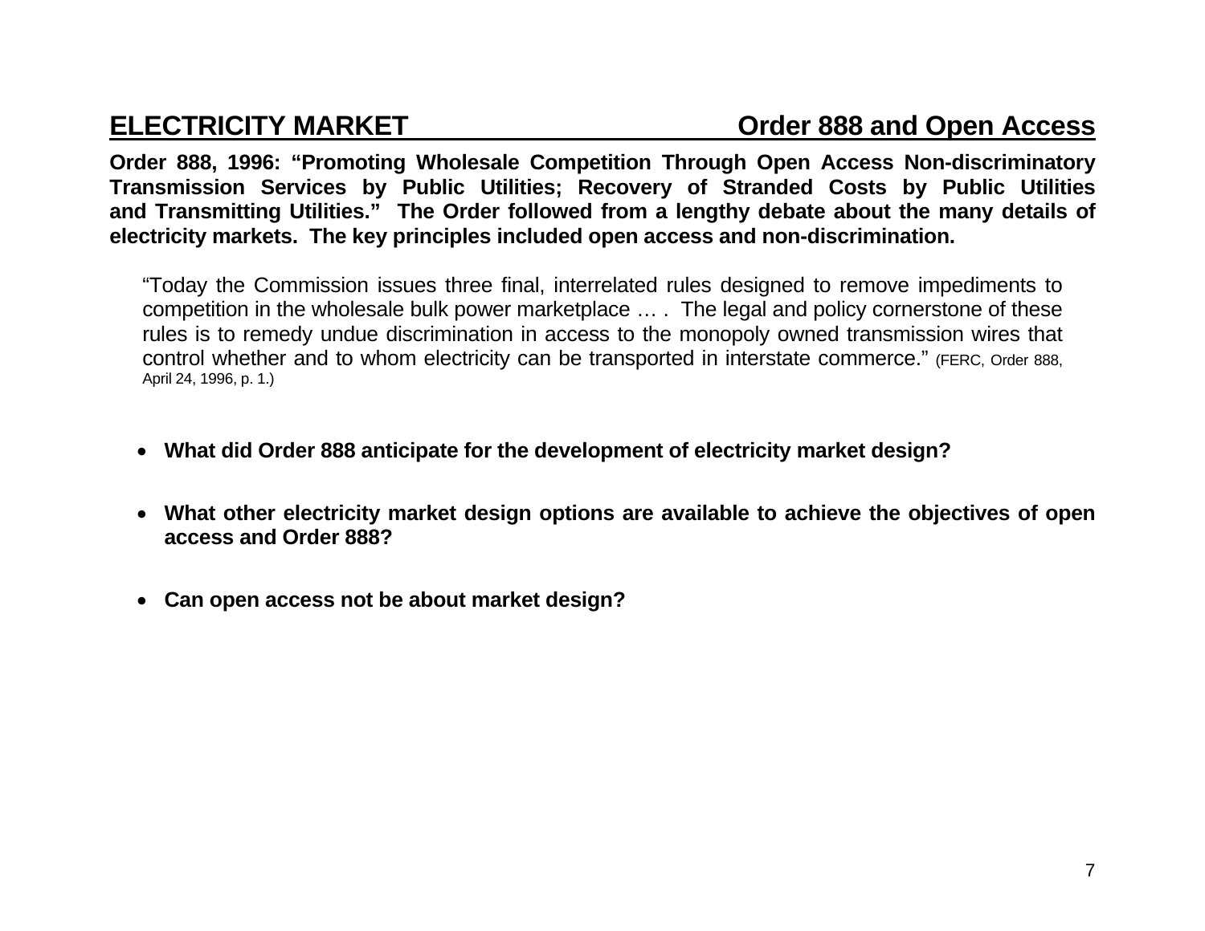## ELECTRICITY MARKET — Order 888 and Open Access

**Order 888, 1996: "Promoting Wholesale Competition Through Open Access Non-discriminatory Transmission Services by Public Utilities; Recovery of Stranded Costs by Public Utilities and Transmitting Utilities." The Order followed from a lengthy debate about the many details of electricity markets. The key principles included open access and non-discrimination.**

> "Today the Commission issues three final, interrelated rules designed to remove impediments to competition in the wholesale bulk power marketplace … . The legal and policy cornerstone of these rules is to remedy undue discrimination in access to the monopoly owned transmission wires that control whether and to whom electricity can be transported in interstate commerce." (FERC, Order 888, April 24, 1996, p. 1.)

- **What did Order 888 anticipate for the development of electricity market design?**
- **What other electricity market design options are available to achieve the objectives of open access and Order 888?**
- **Can open access not be about market design?**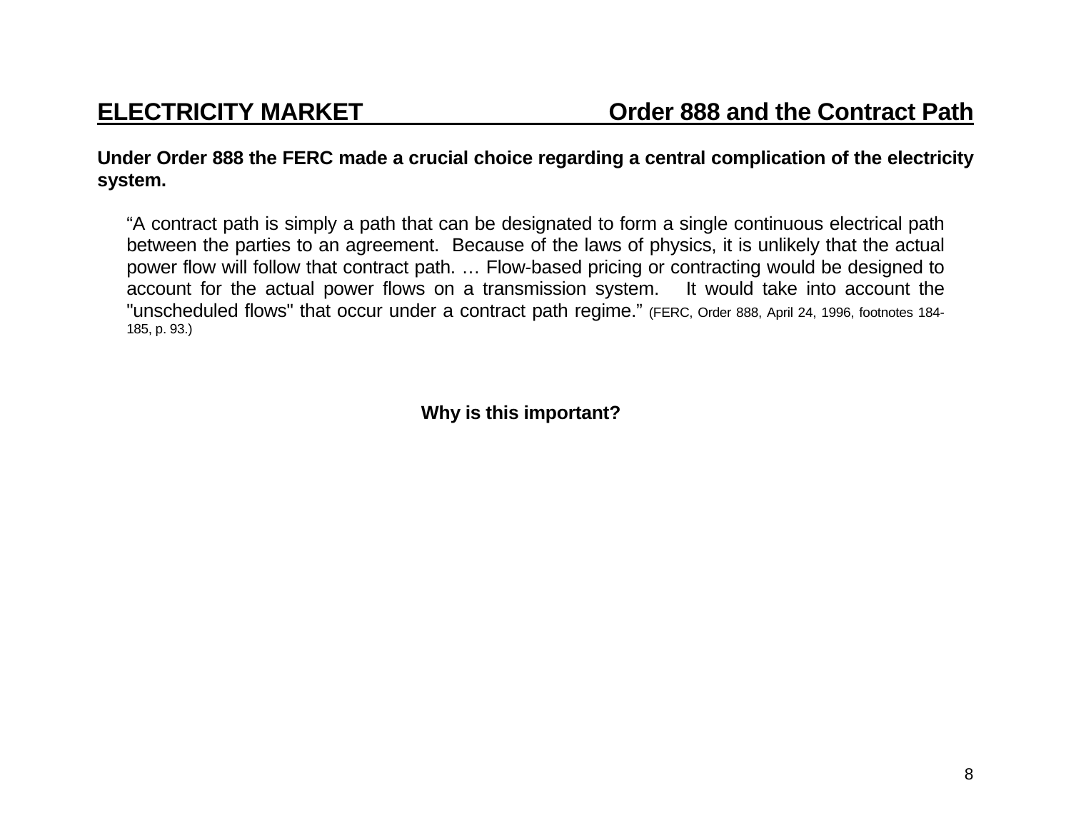## ELECTRICITY MARKET — Order 888 and the Contract Path

**Under Order 888 the FERC made a crucial choice regarding a central complication of the electricity system.**

> "A contract path is simply a path that can be designated to form a single continuous electrical path between the parties to an agreement. Because of the laws of physics, it is unlikely that the actual power flow will follow that contract path. … Flow-based pricing or contracting would be designed to account for the actual power flows on a transmission system. It would take into account the "unscheduled flows" that occur under a contract path regime." (FERC, Order 888, April 24, 1996, footnotes 184-185, p. 93.)

**Why is this important?**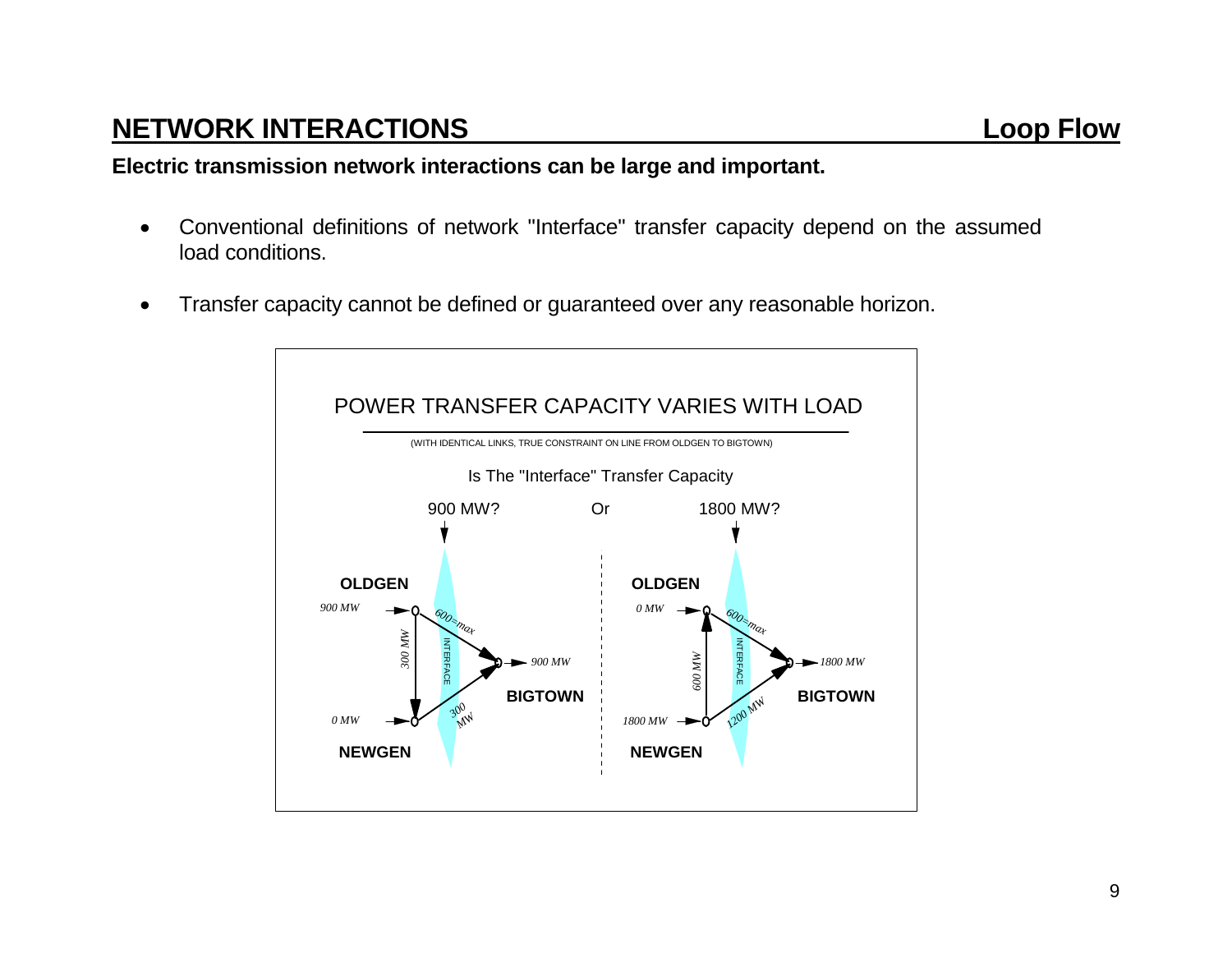## NETWORK INTERACTIONS — Loop Flow

**Electric transmission network interactions can be large and important.**

- Conventional definitions of network "Interface" transfer capacity depend on the assumed load conditions.
- Transfer capacity cannot be defined or guaranteed over any reasonable horizon.

POWER TRANSFER CAPACITY VARIES WITH LOAD

(WITH IDENTICAL LINKS, TRUE CONSTRAINT ON LINE FROM OLDGEN TO BIGTOWN)

Is The "Interface" Transfer Capacity

900 MW? Or 1800 MW?

**OLDGEN** *900 MW* — *600=max* — *300 MW* — INTERFACE — *900 MW* **BIGTOWN** — *300 MW* — *0 MW* **NEWGEN**

**OLDGEN** *0 MW* — *600=max* — *600 MW* — INTERFACE — *1800 MW* **BIGTOWN** — *1200 MW* — *1800 MW* **NEWGEN**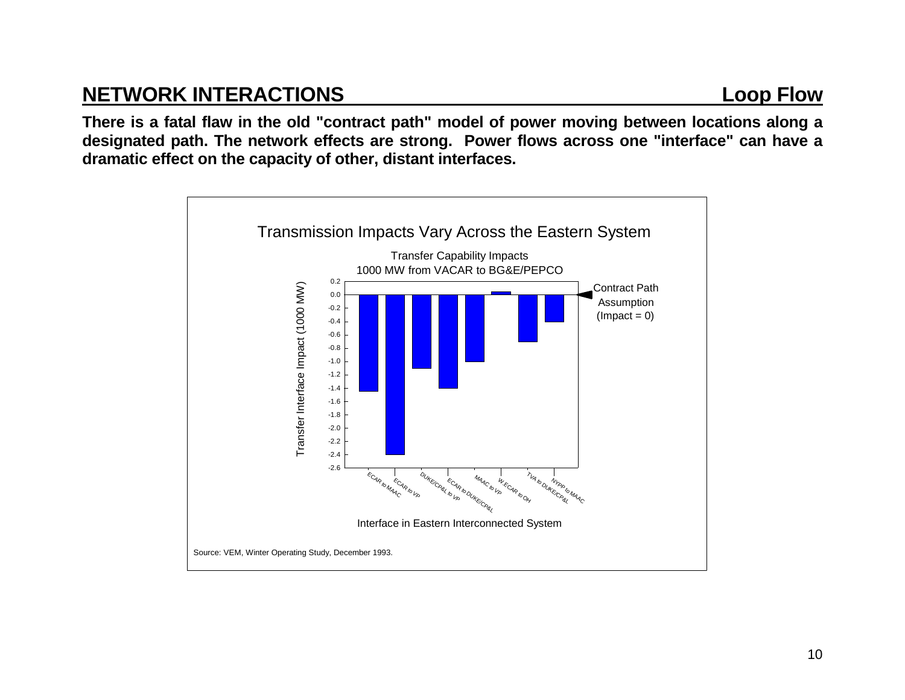## NETWORK INTERACTIONS — Loop Flow

**There is a fatal flaw in the old "contract path" model of power moving between locations along a designated path. The network effects are strong. Power flows across one "interface" can have a dramatic effect on the capacity of other, distant interfaces.**

Transmission Impacts Vary Across the Eastern System

Transfer Capability Impacts
1000 MW from VACAR to BG&E/PEPCO

| Interface in Eastern Interconnected System | Transfer Interface Impact (1000 MW) |
|---|---|
| ECAR to MAAC | -1.45 |
| ECAR to VP | -2.4 |
| DUKE/CP&L to VP | -1.1 |
| ECAR to DUKE/CP&L | -1.4 |
| MAAC to VP | -1.0 |
| W.ECAR to OH | 0.05 |
| TVA to DUKE/CP&L | -0.7 |
| NYPP to MAAC | -0.4 |

Contract Path Assumption (Impact = 0)

Source: VEM, Winter Operating Study, December 1993.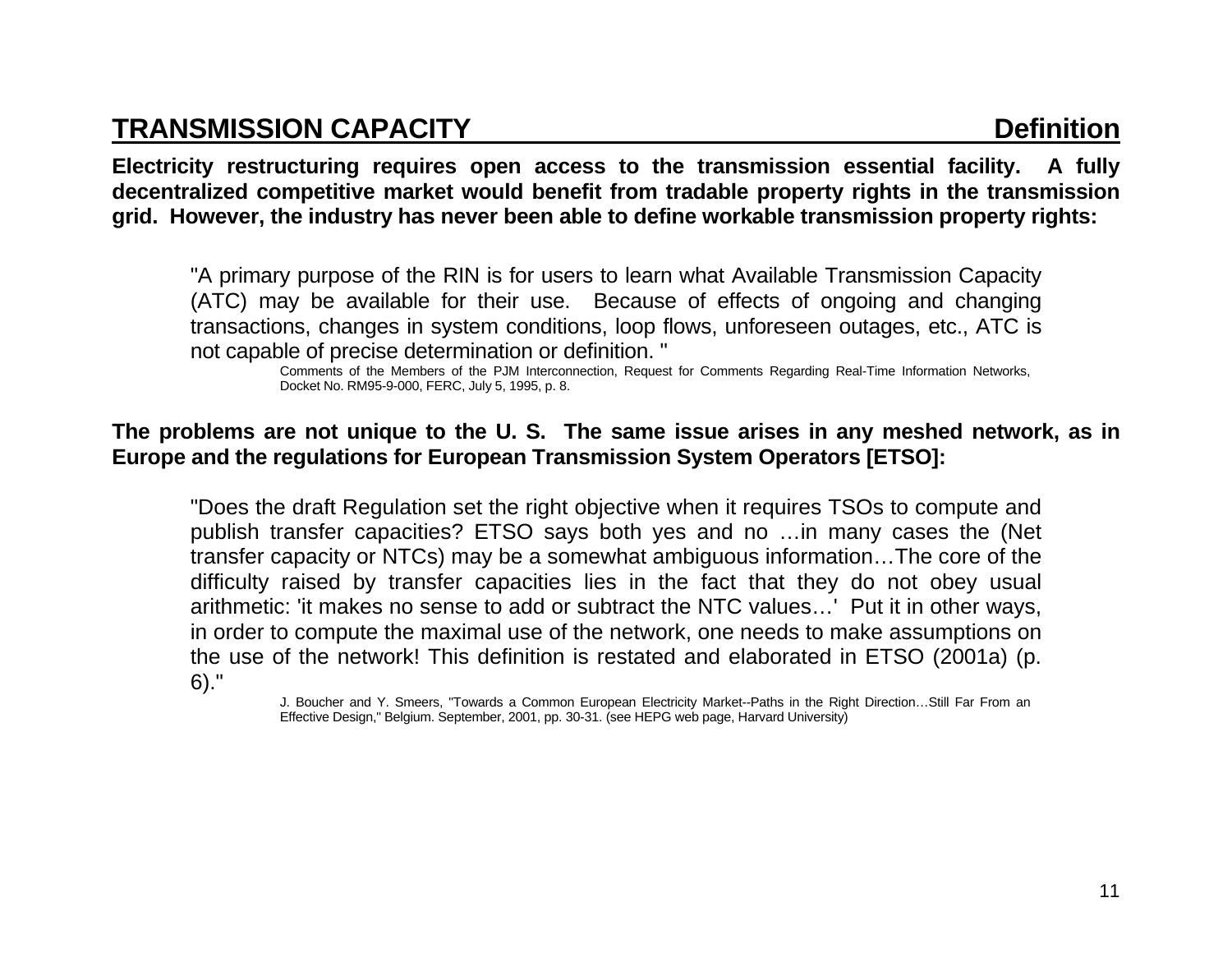## TRANSMISSION CAPACITY — Definition

**Electricity restructuring requires open access to the transmission essential facility. A fully decentralized competitive market would benefit from tradable property rights in the transmission grid. However, the industry has never been able to define workable transmission property rights:**

> "A primary purpose of the RIN is for users to learn what Available Transmission Capacity (ATC) may be available for their use. Because of effects of ongoing and changing transactions, changes in system conditions, loop flows, unforeseen outages, etc., ATC is not capable of precise determination or definition. "
>
> Comments of the Members of the PJM Interconnection, Request for Comments Regarding Real-Time Information Networks, Docket No. RM95-9-000, FERC, July 5, 1995, p. 8.

**The problems are not unique to the U. S. The same issue arises in any meshed network, as in Europe and the regulations for European Transmission System Operators [ETSO]:**

> "Does the draft Regulation set the right objective when it requires TSOs to compute and publish transfer capacities? ETSO says both yes and no …in many cases the (Net transfer capacity or NTCs) may be a somewhat ambiguous information…The core of the difficulty raised by transfer capacities lies in the fact that they do not obey usual arithmetic: 'it makes no sense to add or subtract the NTC values…' Put it in other ways, in order to compute the maximal use of the network, one needs to make assumptions on the use of the network! This definition is restated and elaborated in ETSO (2001a) (p. 6)."
>
> J. Boucher and Y. Smeers, "Towards a Common European Electricity Market--Paths in the Right Direction…Still Far From an Effective Design," Belgium. September, 2001, pp. 30-31. (see HEPG web page, Harvard University)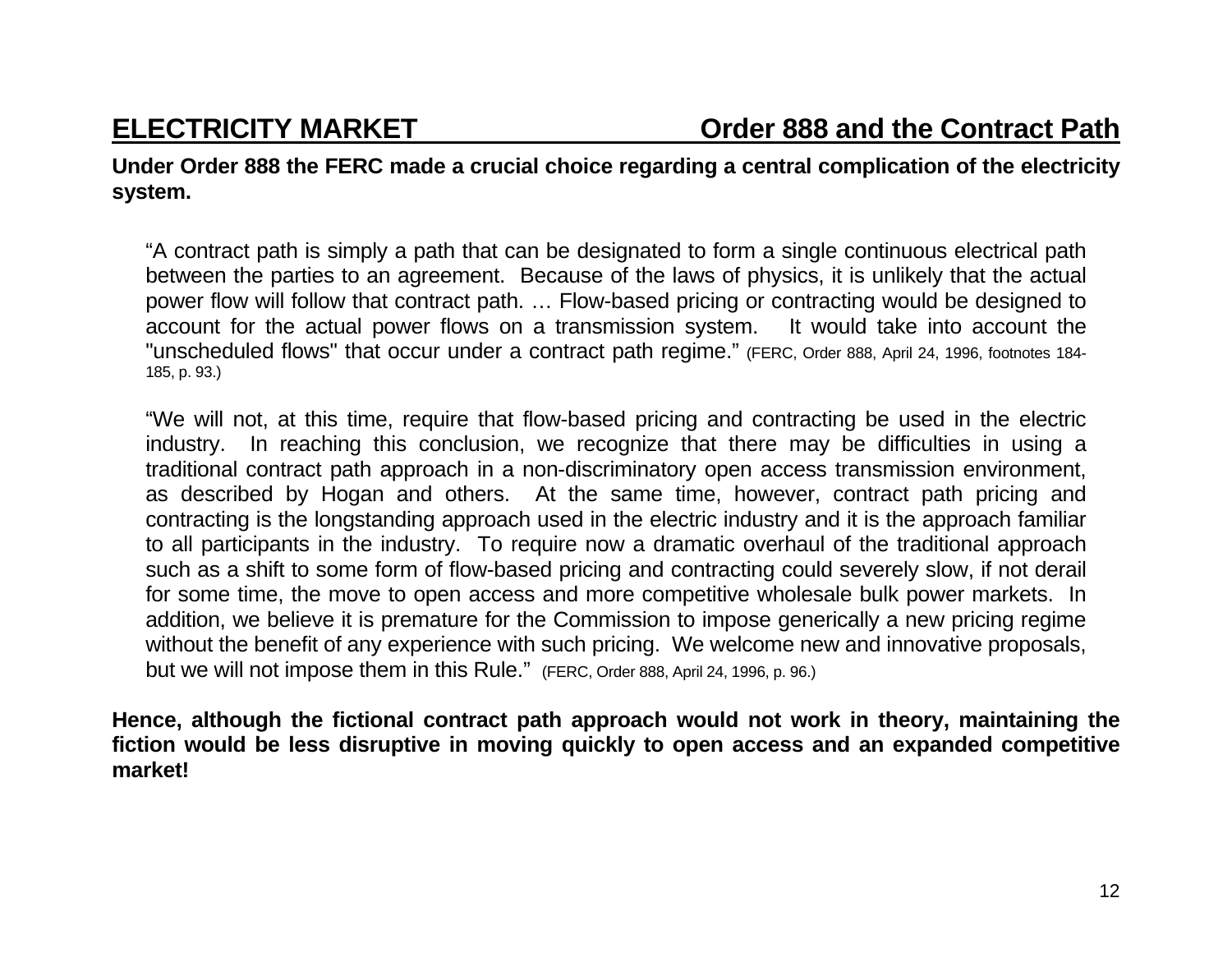## ELECTRICITY MARKET — Order 888 and the Contract Path

**Under Order 888 the FERC made a crucial choice regarding a central complication of the electricity system.**

> "A contract path is simply a path that can be designated to form a single continuous electrical path between the parties to an agreement. Because of the laws of physics, it is unlikely that the actual power flow will follow that contract path. … Flow-based pricing or contracting would be designed to account for the actual power flows on a transmission system. It would take into account the "unscheduled flows" that occur under a contract path regime." (FERC, Order 888, April 24, 1996, footnotes 184-185, p. 93.)

> "We will not, at this time, require that flow-based pricing and contracting be used in the electric industry. In reaching this conclusion, we recognize that there may be difficulties in using a traditional contract path approach in a non-discriminatory open access transmission environment, as described by Hogan and others. At the same time, however, contract path pricing and contracting is the longstanding approach used in the electric industry and it is the approach familiar to all participants in the industry. To require now a dramatic overhaul of the traditional approach such as a shift to some form of flow-based pricing and contracting could severely slow, if not derail for some time, the move to open access and more competitive wholesale bulk power markets. In addition, we believe it is premature for the Commission to impose generically a new pricing regime without the benefit of any experience with such pricing. We welcome new and innovative proposals, but we will not impose them in this Rule." (FERC, Order 888, April 24, 1996, p. 96.)

**Hence, although the fictional contract path approach would not work in theory, maintaining the fiction would be less disruptive in moving quickly to open access and an expanded competitive market!**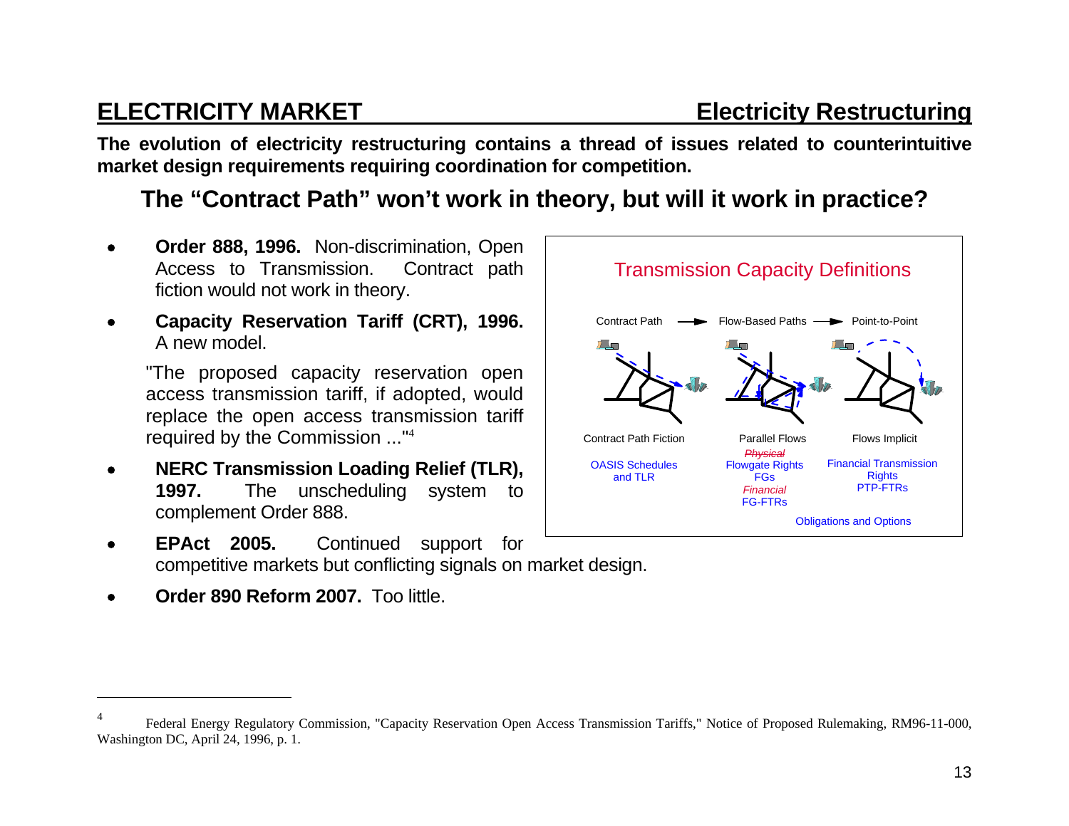## ELECTRICITY MARKET — Electricity Restructuring

**The evolution of electricity restructuring contains a thread of issues related to counterintuitive market design requirements requiring coordination for competition.**

### The "Contract Path" won't work in theory, but will it work in practice?

- **Order 888, 1996.** Non-discrimination, Open Access to Transmission. Contract path fiction would not work in theory.

- **Capacity Reservation Tariff (CRT), 1996.** A new model.

  "The proposed capacity reservation open access transmission tariff, if adopted, would replace the open access transmission tariff required by the Commission ..."[4]

- **NERC Transmission Loading Relief (TLR), 1997.** The unscheduling system to complement Order 888.

- **EPAct 2005.** Continued support for competitive markets but conflicting signals on market design.

- **Order 890 Reform 2007.** Too little.

**Transmission Capacity Definitions**

Contract Path → Flow-Based Paths → Point-to-Point

| Contract Path Fiction | Parallel Flows | Flows Implicit |
|---|---|---|
| OASIS Schedules and TLR | ~~Physical~~ Flowgate Rights FGs *Financial* FG-FTRs | Financial Transmission Rights PTP-FTRs |

Obligations and Options

---

[4] Federal Energy Regulatory Commission, "Capacity Reservation Open Access Transmission Tariffs," Notice of Proposed Rulemaking, RM96-11-000, Washington DC, April 24, 1996, p. 1.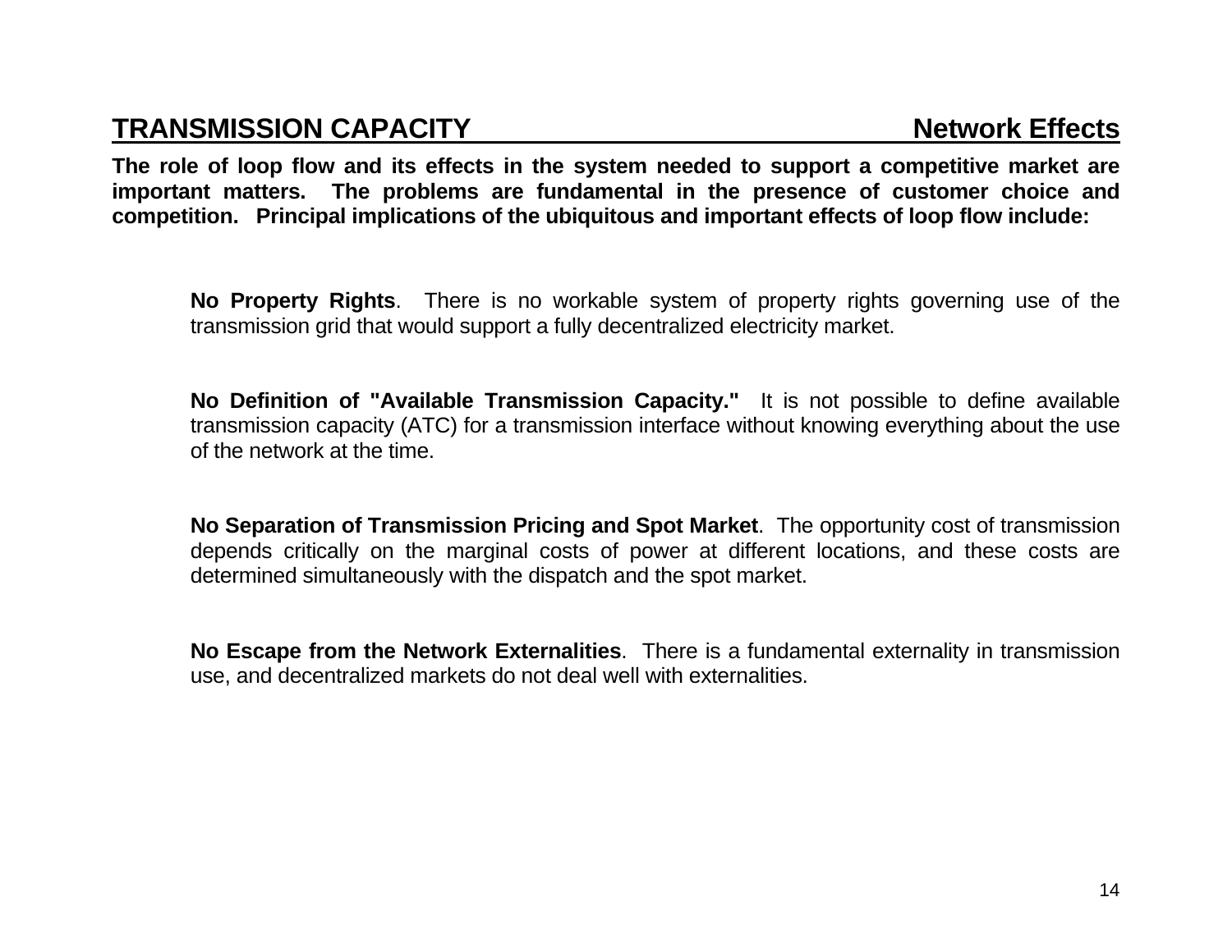## TRANSMISSION CAPACITY — Network Effects

**The role of loop flow and its effects in the system needed to support a competitive market are important matters. The problems are fundamental in the presence of customer choice and competition. Principal implications of the ubiquitous and important effects of loop flow include:**

**No Property Rights**. There is no workable system of property rights governing use of the transmission grid that would support a fully decentralized electricity market.

**No Definition of "Available Transmission Capacity."** It is not possible to define available transmission capacity (ATC) for a transmission interface without knowing everything about the use of the network at the time.

**No Separation of Transmission Pricing and Spot Market**. The opportunity cost of transmission depends critically on the marginal costs of power at different locations, and these costs are determined simultaneously with the dispatch and the spot market.

**No Escape from the Network Externalities**. There is a fundamental externality in transmission use, and decentralized markets do not deal well with externalities.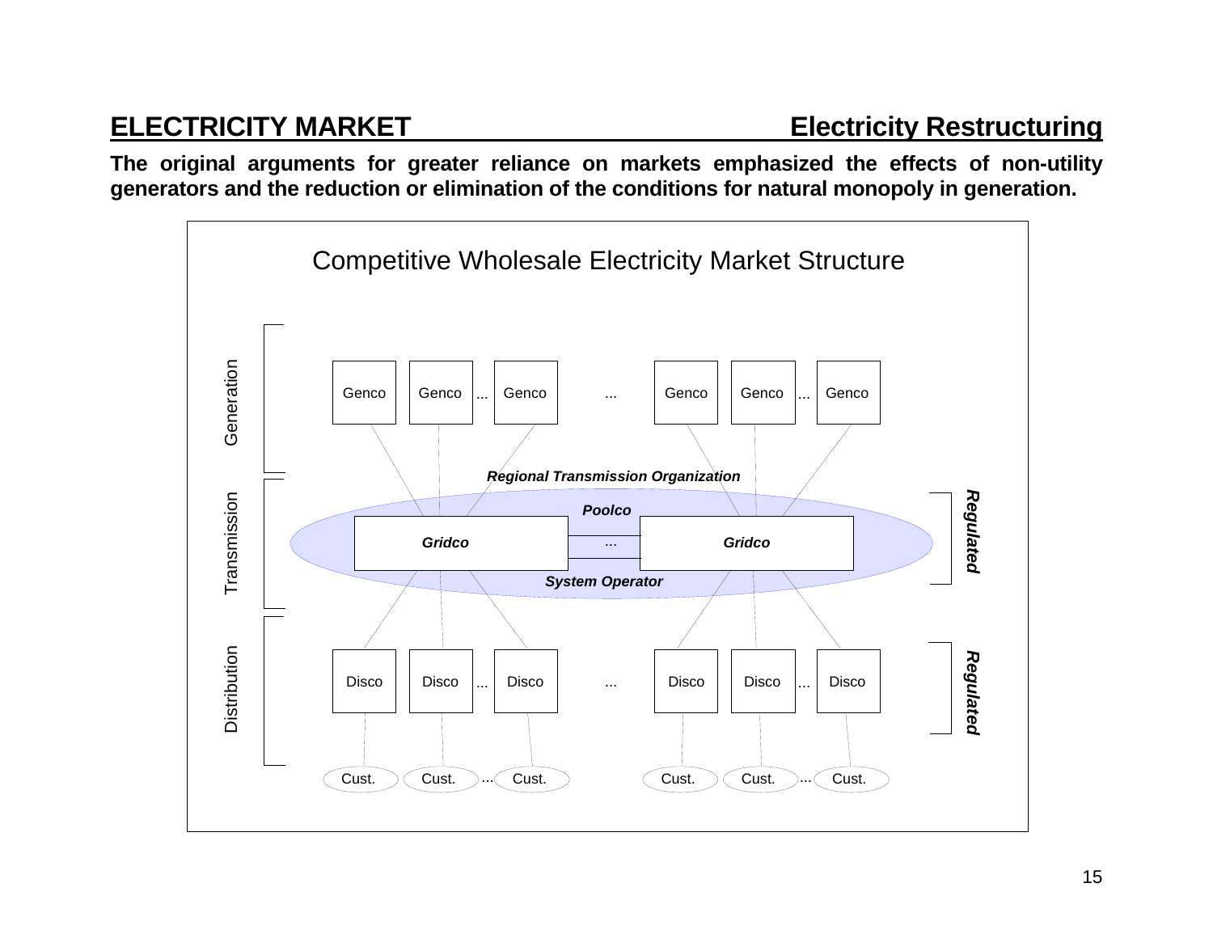## ELECTRICITY MARKET — Electricity Restructuring

**The original arguments for greater reliance on markets emphasized the effects of non-utility generators and the reduction or elimination of the conditions for natural monopoly in generation.**

Competitive Wholesale Electricity Market Structure

Generation: Genco, Genco ... Genco ... Genco, Genco ... Genco

Transmission: *Regional Transmission Organization* — *Poolco* — *Gridco* ... *Gridco* — *System Operator* — ***Regulated***

Distribution: Disco, Disco ... Disco ... Disco, Disco ... Disco — ***Regulated***

Cust., Cust. ... Cust. — Cust., Cust. ... Cust.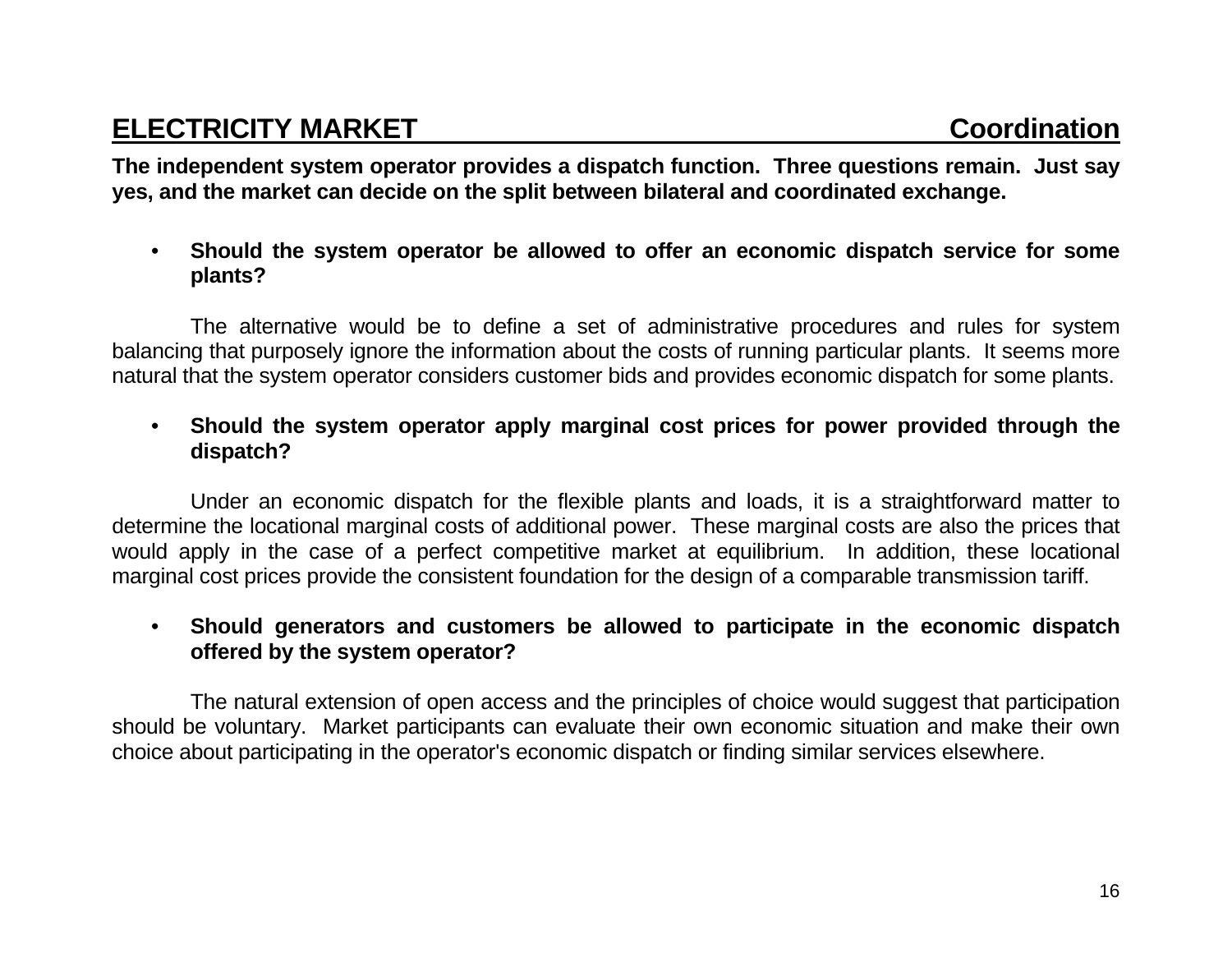## ELECTRICITY MARKET — Coordination

**The independent system operator provides a dispatch function. Three questions remain. Just say yes, and the market can decide on the split between bilateral and coordinated exchange.**

- **Should the system operator be allowed to offer an economic dispatch service for some plants?**

The alternative would be to define a set of administrative procedures and rules for system balancing that purposely ignore the information about the costs of running particular plants. It seems more natural that the system operator considers customer bids and provides economic dispatch for some plants.

- **Should the system operator apply marginal cost prices for power provided through the dispatch?**

Under an economic dispatch for the flexible plants and loads, it is a straightforward matter to determine the locational marginal costs of additional power. These marginal costs are also the prices that would apply in the case of a perfect competitive market at equilibrium. In addition, these locational marginal cost prices provide the consistent foundation for the design of a comparable transmission tariff.

- **Should generators and customers be allowed to participate in the economic dispatch offered by the system operator?**

The natural extension of open access and the principles of choice would suggest that participation should be voluntary. Market participants can evaluate their own economic situation and make their own choice about participating in the operator's economic dispatch or finding similar services elsewhere.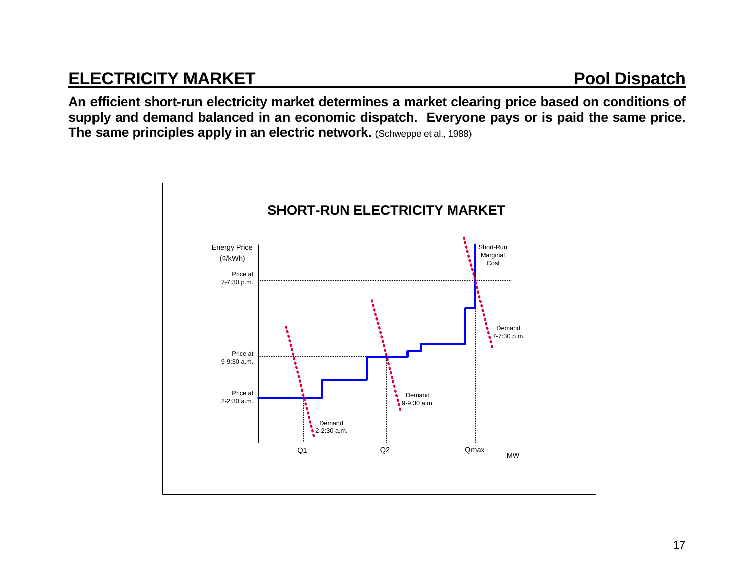## ELECTRICITY MARKET — Pool Dispatch

**An efficient short-run electricity market determines a market clearing price based on conditions of supply and demand balanced in an economic dispatch. Everyone pays or is paid the same price. The same principles apply in an electric network.** (Schweppe et al., 1988)

**SHORT-RUN ELECTRICITY MARKET**

Energy Price (¢/kWh)

Price at 7-7:30 p.m.

Price at 9-9:30 a.m.

Price at 2-2:30 a.m.

Short-Run Marginal Cost

Demand 7-7:30 p.m.

Demand 9-9:30 a.m.

Demand 2-2:30 a.m.

Q1 Q2 Qmax MW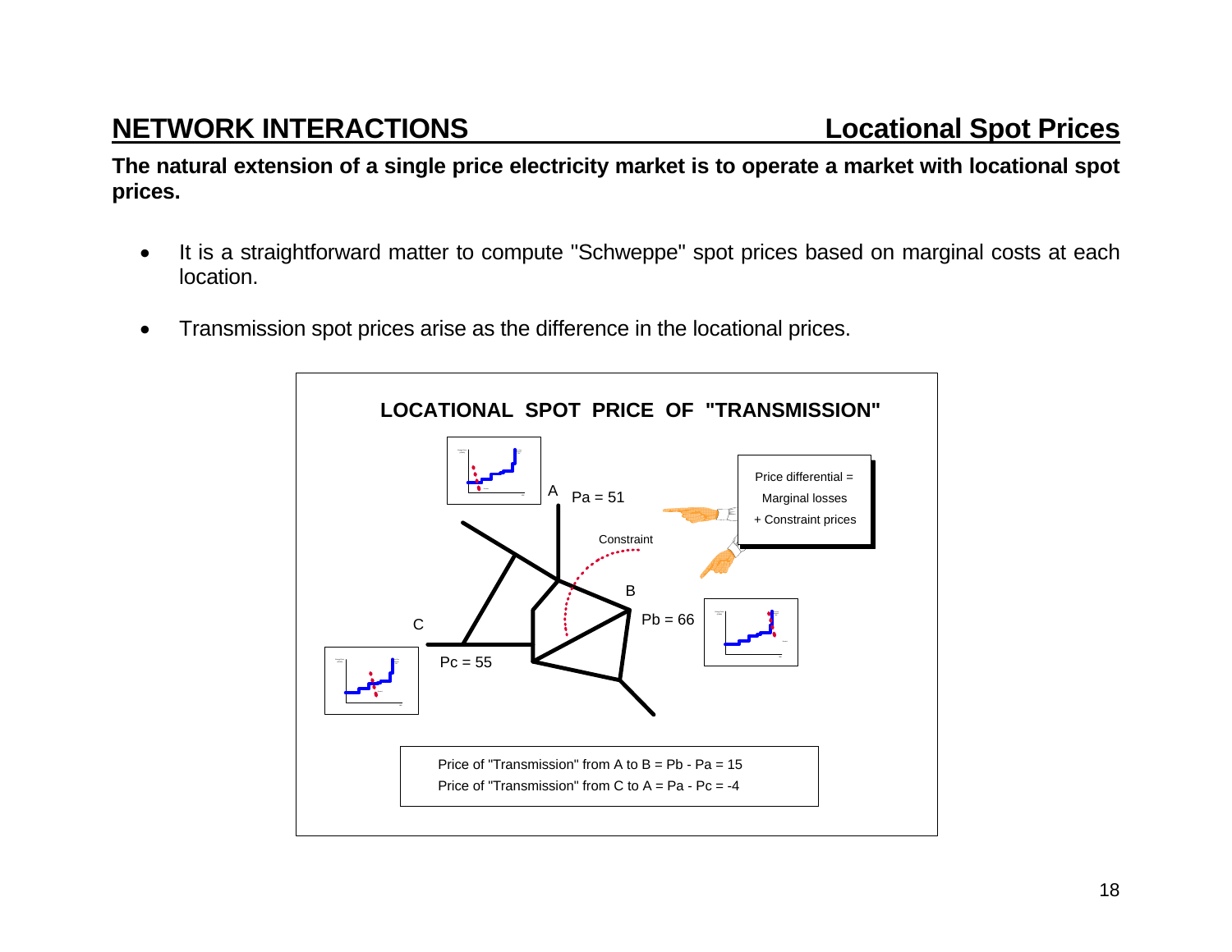## NETWORK INTERACTIONS — Locational Spot Prices

**The natural extension of a single price electricity market is to operate a market with locational spot prices.**

- It is a straightforward matter to compute "Schweppe" spot prices based on marginal costs at each location.

- Transmission spot prices arise as the difference in the locational prices.

**LOCATIONAL SPOT PRICE OF "TRANSMISSION"**

A: Pa = 51

B: Pb = 66

C: Pc = 55

Constraint

Price differential = Marginal losses + Constraint prices

Price of "Transmission" from A to B = Pb - Pa = 15

Price of "Transmission" from C to A = Pa - Pc = -4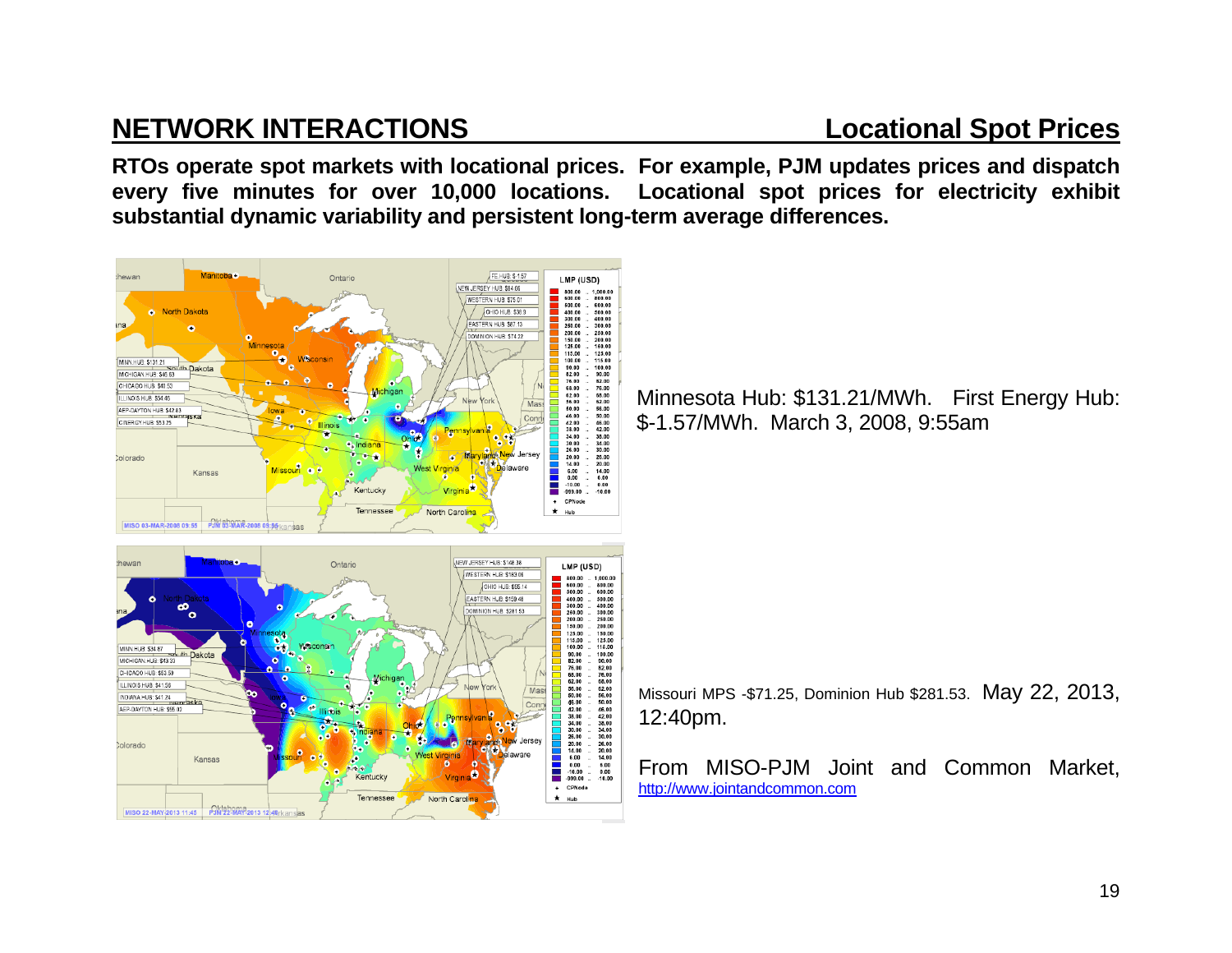## NETWORK INTERACTIONS — Locational Spot Prices

**RTOs operate spot markets with locational prices. For example, PJM updates prices and dispatch every five minutes for over 10,000 locations. Locational spot prices for electricity exhibit substantial dynamic variability and persistent long-term average differences.**

Minnesota Hub: $131.21/MWh. First Energy Hub: $-1.57/MWh. March 3, 2008, 9:55am

Missouri MPS -$71.25, Dominion Hub $281.53. May 22, 2013, 12:40pm.

From MISO-PJM Joint and Common Market, [http://www.jointandcommon.com](http://www.jointandcommon.com)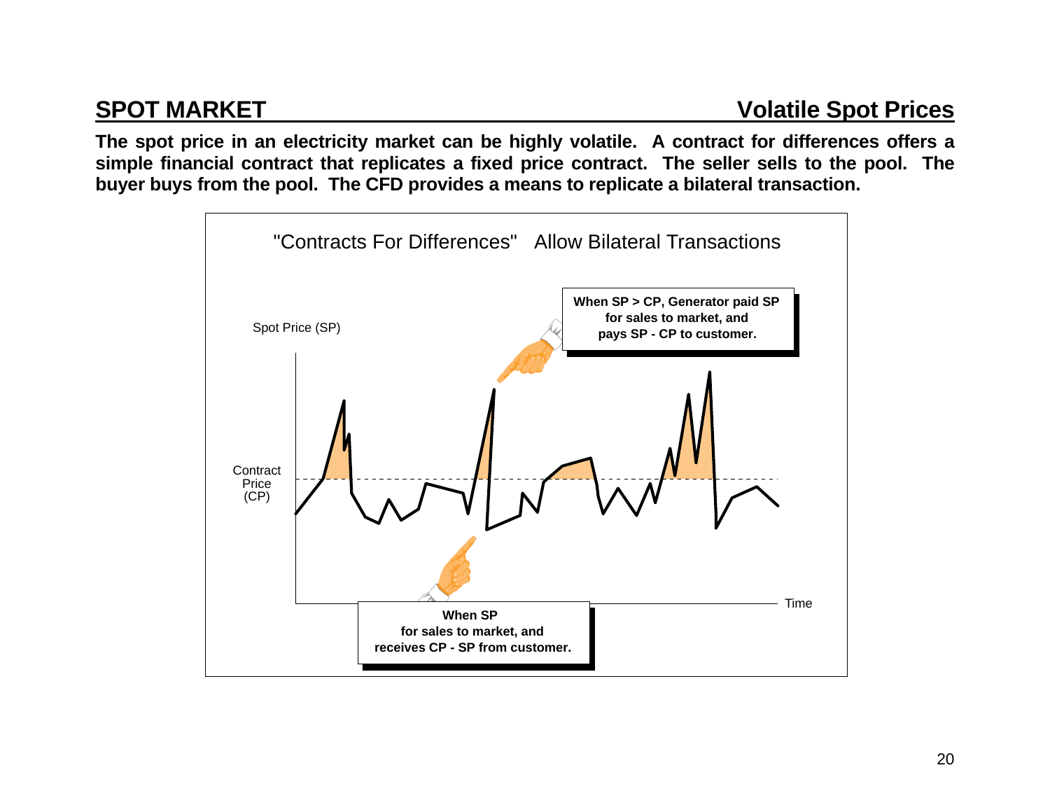## SPOT MARKET — Volatile Spot Prices

**The spot price in an electricity market can be highly volatile. A contract for differences offers a simple financial contract that replicates a fixed price contract. The seller sells to the pool. The buyer buys from the pool. The CFD provides a means to replicate a bilateral transaction.**

"Contracts For Differences" Allow Bilateral Transactions

Spot Price (SP)

Contract Price (CP)

Time

**When SP > CP, Generator paid SP for sales to market, and pays SP - CP to customer.**

**When SP for sales to market, and receives CP - SP from customer.**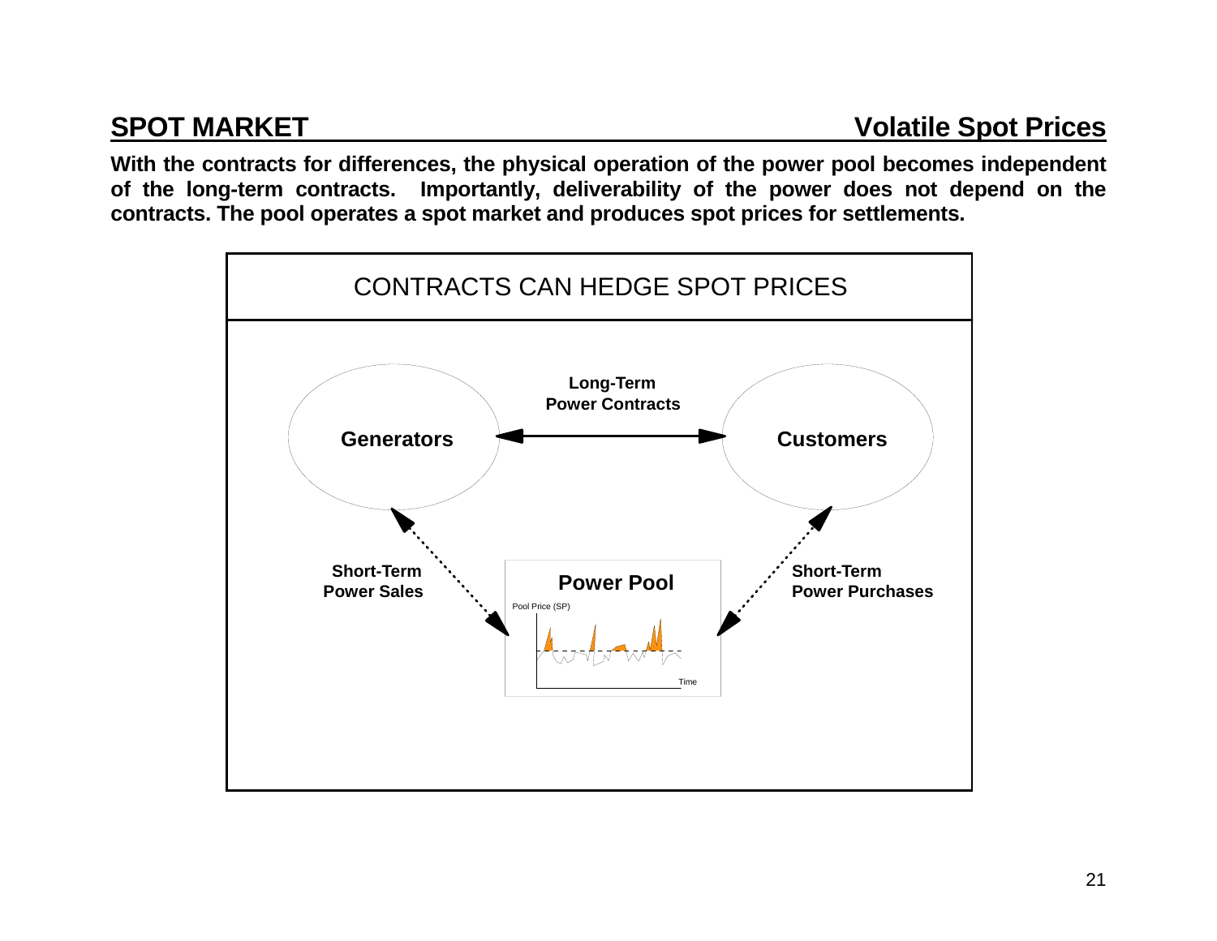## SPOT MARKET — Volatile Spot Prices

**With the contracts for differences, the physical operation of the power pool becomes independent of the long-term contracts. Importantly, deliverability of the power does not depend on the contracts. The pool operates a spot market and produces spot prices for settlements.**

CONTRACTS CAN HEDGE SPOT PRICES

**Generators**

**Long-Term Power Contracts**

**Customers**

**Short-Term Power Sales**

**Power Pool**

Pool Price (SP)

Time

**Short-Term Power Purchases**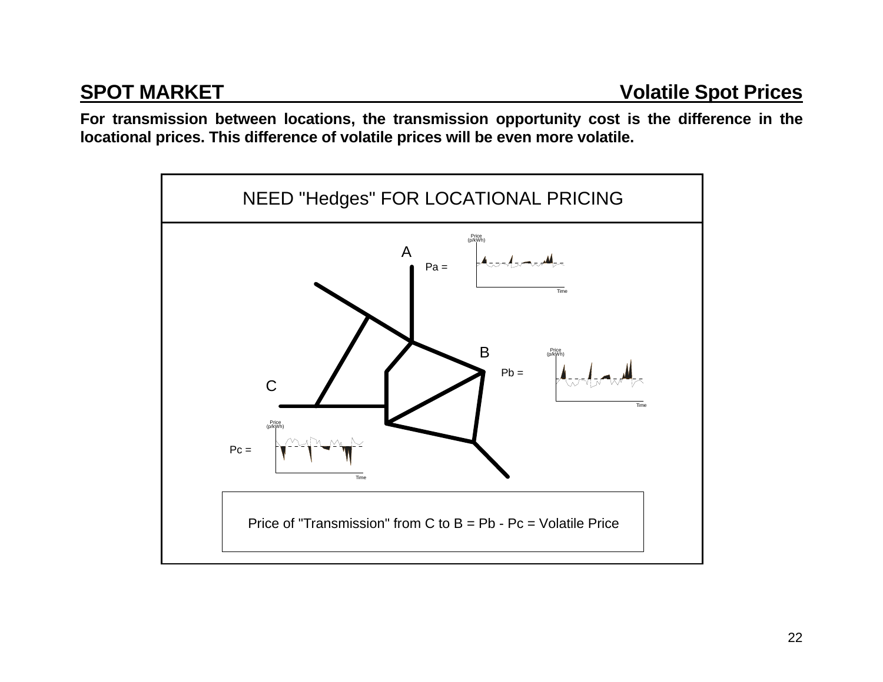## SPOT MARKET — Volatile Spot Prices

**For transmission between locations, the transmission opportunity cost is the difference in the locational prices. This difference of volatile prices will be even more volatile.**

NEED "Hedges" FOR LOCATIONAL PRICING

A

Pa =

B

Pb =

C

Pc =

Price of "Transmission" from C to B = Pb - Pc = Volatile Price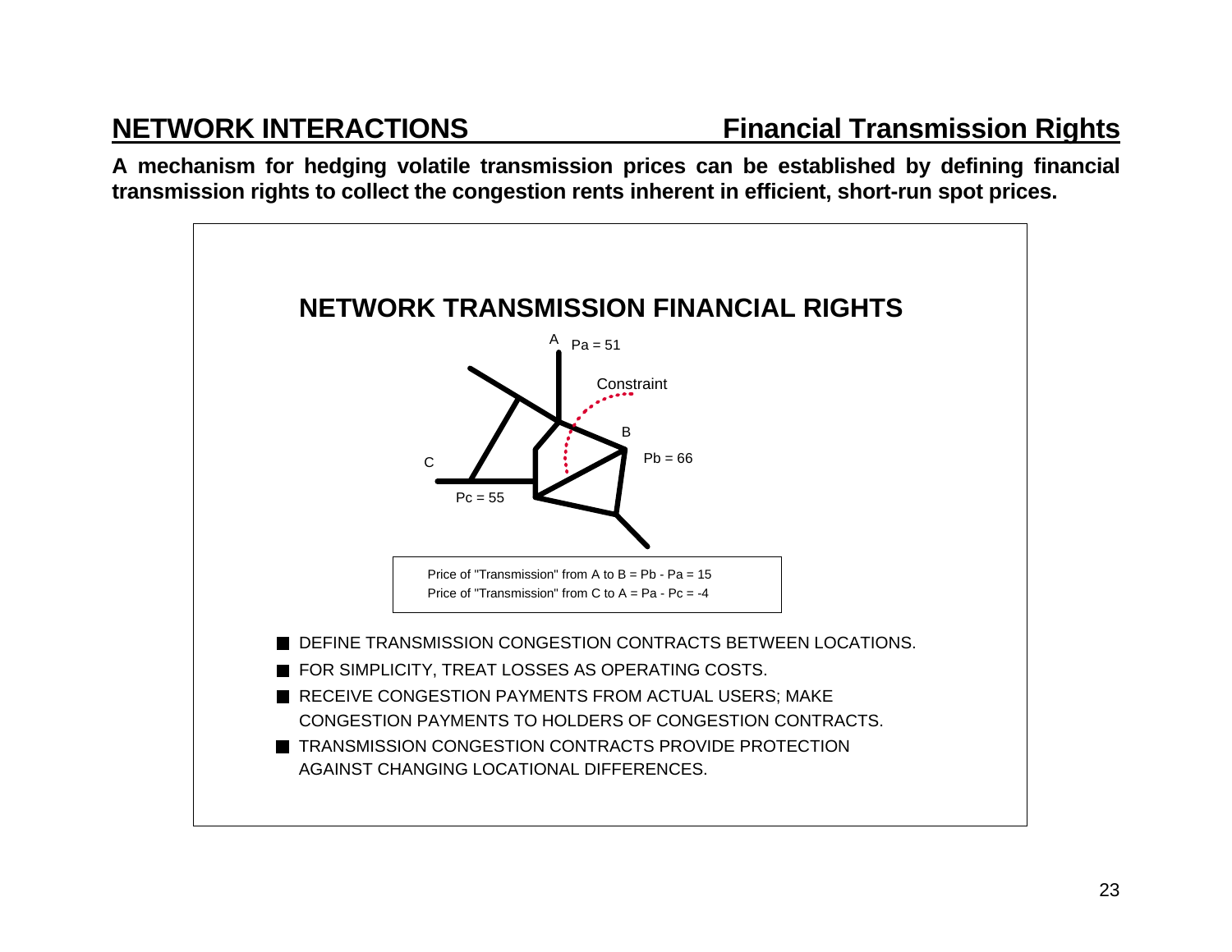## NETWORK INTERACTIONS — Financial Transmission Rights

**A mechanism for hedging volatile transmission prices can be established by defining financial transmission rights to collect the congestion rents inherent in efficient, short-run spot prices.**

### NETWORK TRANSMISSION FINANCIAL RIGHTS

A Pa = 51

Constraint

B Pb = 66

C Pc = 55

Price of "Transmission" from A to B = Pb - Pa = 15

Price of "Transmission" from C to A = Pa - Pc = -4

- DEFINE TRANSMISSION CONGESTION CONTRACTS BETWEEN LOCATIONS.
- FOR SIMPLICITY, TREAT LOSSES AS OPERATING COSTS.
- RECEIVE CONGESTION PAYMENTS FROM ACTUAL USERS; MAKE CONGESTION PAYMENTS TO HOLDERS OF CONGESTION CONTRACTS.
- TRANSMISSION CONGESTION CONTRACTS PROVIDE PROTECTION AGAINST CHANGING LOCATIONAL DIFFERENCES.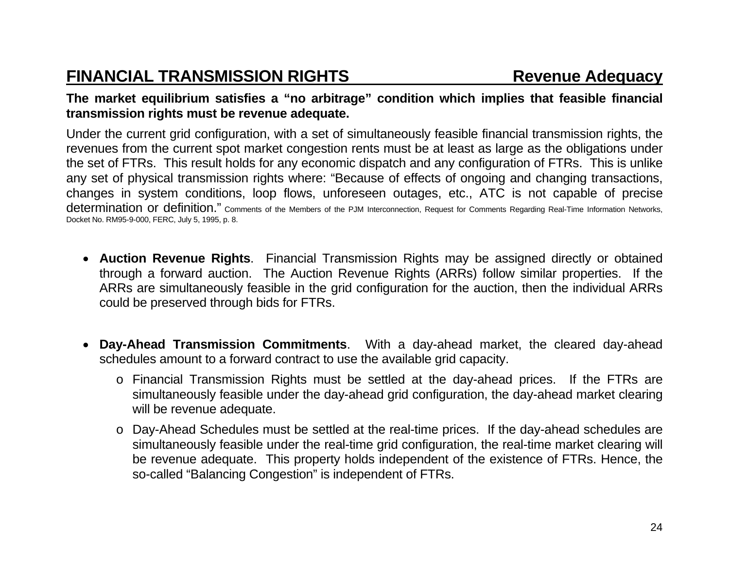## FINANCIAL TRANSMISSION RIGHTS Revenue Adequacy

**The market equilibrium satisfies a "no arbitrage" condition which implies that feasible financial transmission rights must be revenue adequate.**

Under the current grid configuration, with a set of simultaneously feasible financial transmission rights, the revenues from the current spot market congestion rents must be at least as large as the obligations under the set of FTRs. This result holds for any economic dispatch and any configuration of FTRs. This is unlike any set of physical transmission rights where: "Because of effects of ongoing and changing transactions, changes in system conditions, loop flows, unforeseen outages, etc., ATC is not capable of precise determination or definition." Comments of the Members of the PJM Interconnection, Request for Comments Regarding Real-Time Information Networks, Docket No. RM95-9-000, FERC, July 5, 1995, p. 8.

- **Auction Revenue Rights**. Financial Transmission Rights may be assigned directly or obtained through a forward auction. The Auction Revenue Rights (ARRs) follow similar properties. If the ARRs are simultaneously feasible in the grid configuration for the auction, then the individual ARRs could be preserved through bids for FTRs.

- **Day-Ahead Transmission Commitments**. With a day-ahead market, the cleared day-ahead schedules amount to a forward contract to use the available grid capacity.
  - Financial Transmission Rights must be settled at the day-ahead prices. If the FTRs are simultaneously feasible under the day-ahead grid configuration, the day-ahead market clearing will be revenue adequate.
  - Day-Ahead Schedules must be settled at the real-time prices. If the day-ahead schedules are simultaneously feasible under the real-time grid configuration, the real-time market clearing will be revenue adequate. This property holds independent of the existence of FTRs. Hence, the so-called "Balancing Congestion" is independent of FTRs.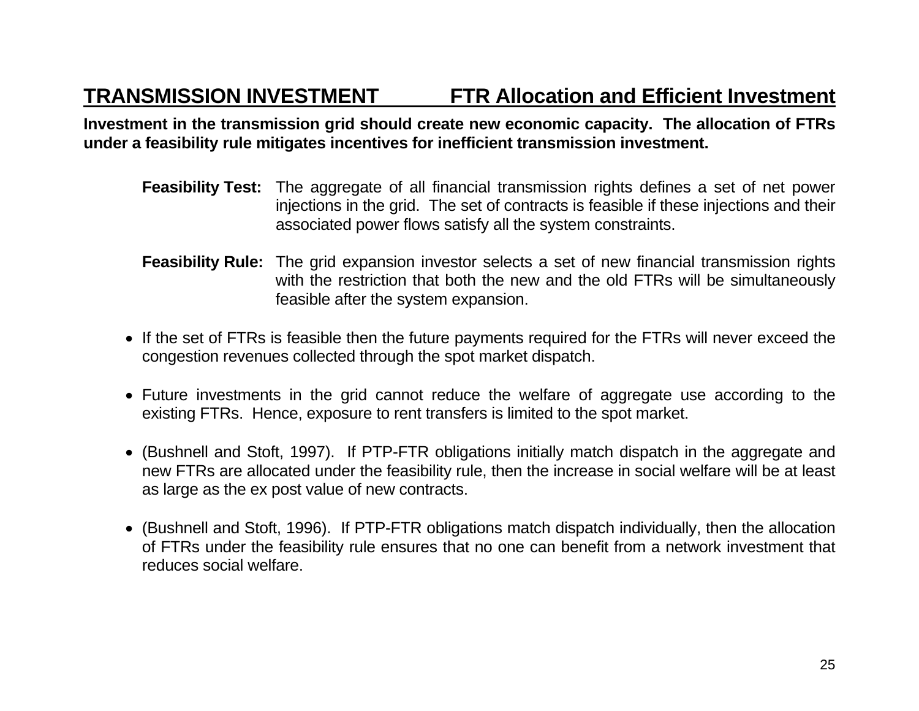## TRANSMISSION INVESTMENT FTR Allocation and Efficient Investment

**Investment in the transmission grid should create new economic capacity. The allocation of FTRs under a feasibility rule mitigates incentives for inefficient transmission investment.**

**Feasibility Test:** The aggregate of all financial transmission rights defines a set of net power injections in the grid. The set of contracts is feasible if these injections and their associated power flows satisfy all the system constraints.

**Feasibility Rule:** The grid expansion investor selects a set of new financial transmission rights with the restriction that both the new and the old FTRs will be simultaneously feasible after the system expansion.

- If the set of FTRs is feasible then the future payments required for the FTRs will never exceed the congestion revenues collected through the spot market dispatch.
- Future investments in the grid cannot reduce the welfare of aggregate use according to the existing FTRs. Hence, exposure to rent transfers is limited to the spot market.
- (Bushnell and Stoft, 1997). If PTP-FTR obligations initially match dispatch in the aggregate and new FTRs are allocated under the feasibility rule, then the increase in social welfare will be at least as large as the ex post value of new contracts.
- (Bushnell and Stoft, 1996). If PTP-FTR obligations match dispatch individually, then the allocation of FTRs under the feasibility rule ensures that no one can benefit from a network investment that reduces social welfare.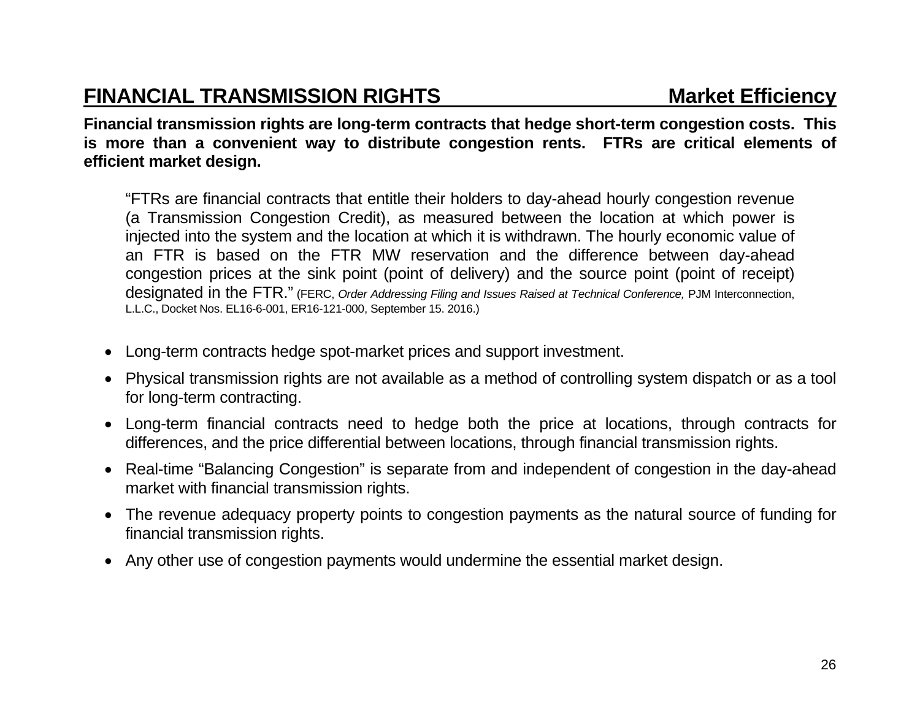## FINANCIAL TRANSMISSION RIGHTS Market Efficiency

**Financial transmission rights are long-term contracts that hedge short-term congestion costs. This is more than a convenient way to distribute congestion rents. FTRs are critical elements of efficient market design.**

> "FTRs are financial contracts that entitle their holders to day-ahead hourly congestion revenue (a Transmission Congestion Credit), as measured between the location at which power is injected into the system and the location at which it is withdrawn. The hourly economic value of an FTR is based on the FTR MW reservation and the difference between day-ahead congestion prices at the sink point (point of delivery) and the source point (point of receipt) designated in the FTR." (FERC, *Order Addressing Filing and Issues Raised at Technical Conference,* PJM Interconnection, L.L.C., Docket Nos. EL16-6-001, ER16-121-000, September 15. 2016.)

- Long-term contracts hedge spot-market prices and support investment.
- Physical transmission rights are not available as a method of controlling system dispatch or as a tool for long-term contracting.
- Long-term financial contracts need to hedge both the price at locations, through contracts for differences, and the price differential between locations, through financial transmission rights.
- Real-time "Balancing Congestion" is separate from and independent of congestion in the day-ahead market with financial transmission rights.
- The revenue adequacy property points to congestion payments as the natural source of funding for financial transmission rights.
- Any other use of congestion payments would undermine the essential market design.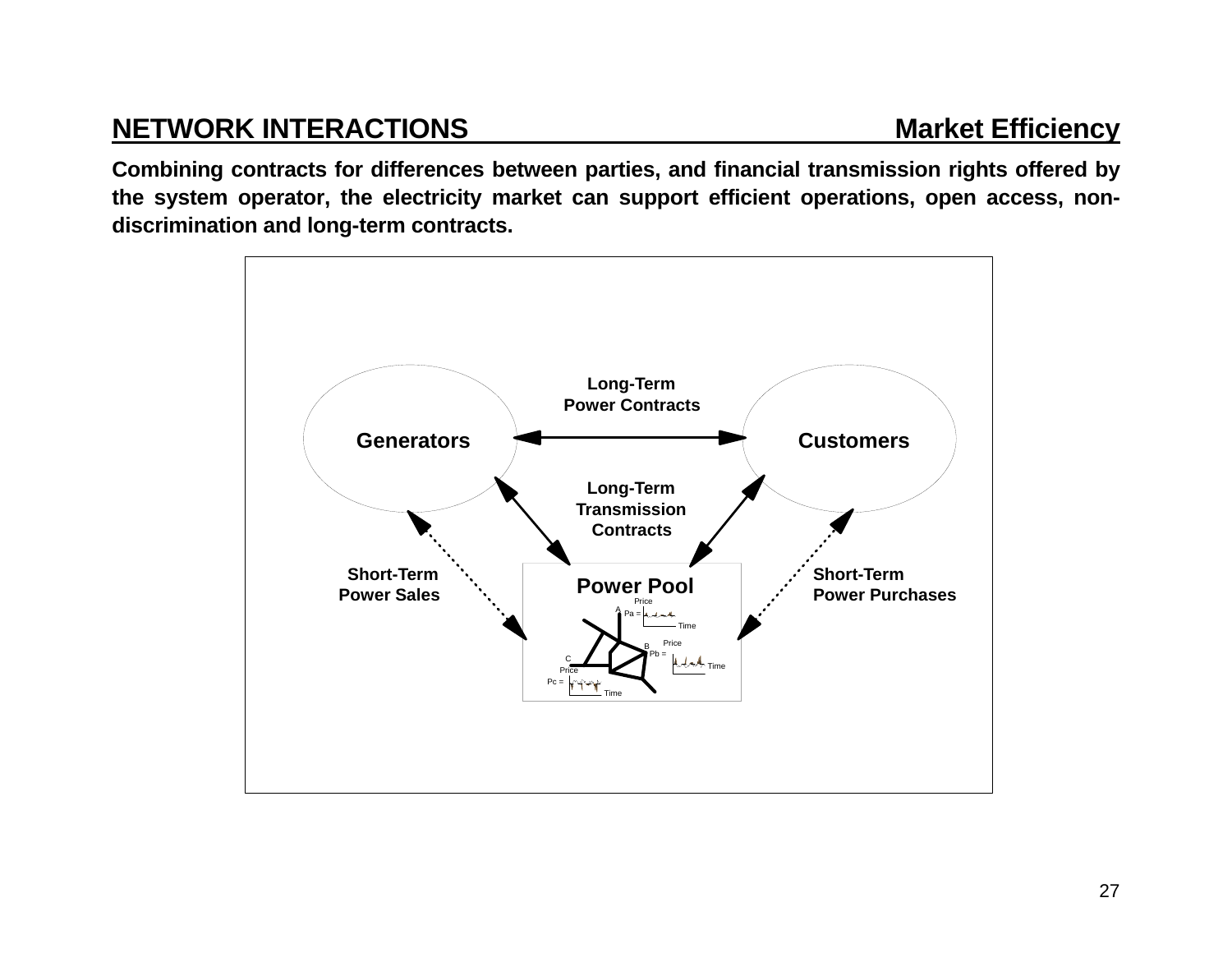## NETWORK INTERACTIONS Market Efficiency

**Combining contracts for differences between parties, and financial transmission rights offered by the system operator, the electricity market can support efficient operations, open access, non-discrimination and long-term contracts.**

Long-Term Power Contracts

Generators

Customers

Long-Term Transmission Contracts

Short-Term Power Sales

Power Pool

Short-Term Power Purchases

Price

A Pa =

Time

Price

B Pb =

Time

C

Price

Pc =

Time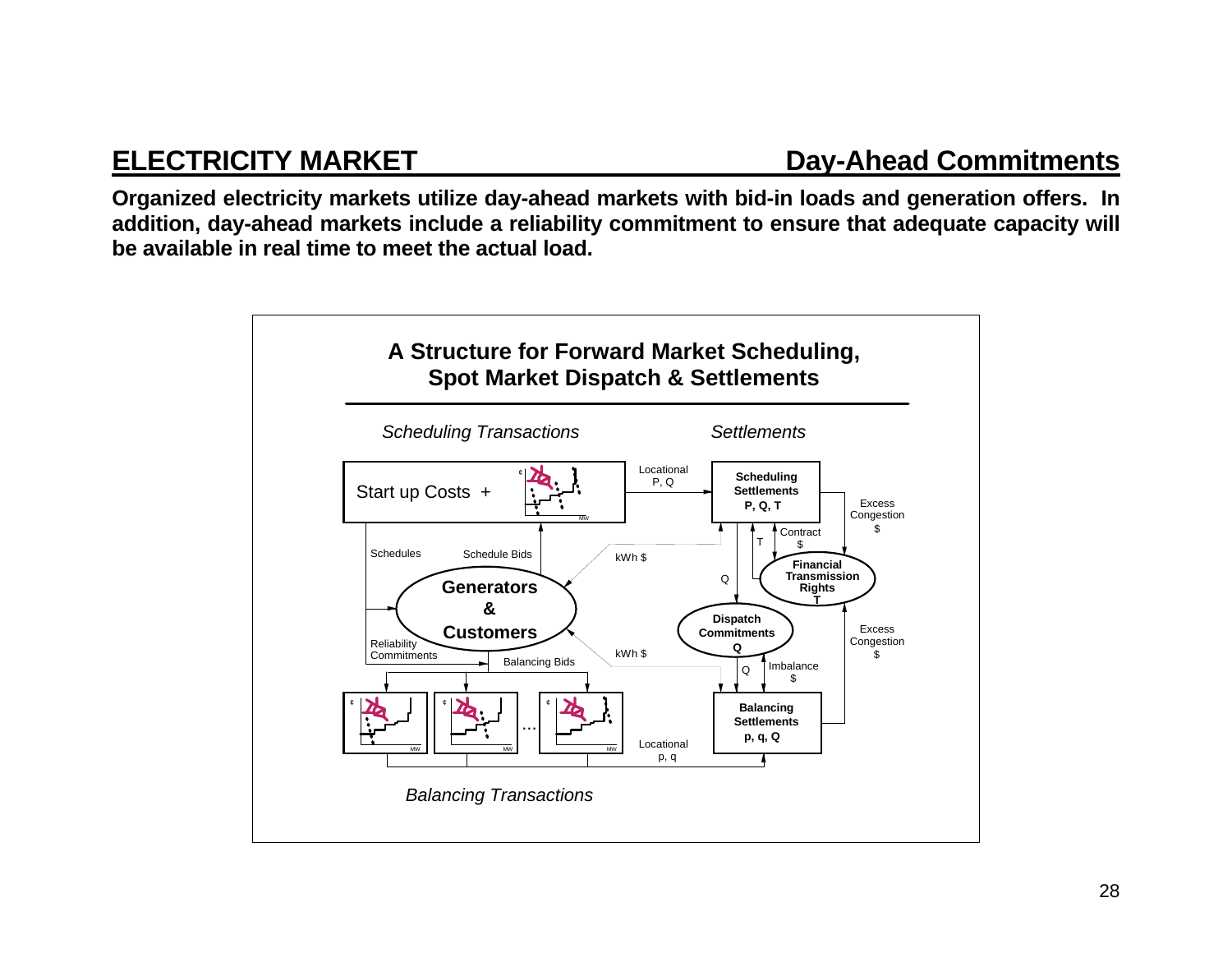## ELECTRICITY MARKET — Day-Ahead Commitments

**Organized electricity markets utilize day-ahead markets with bid-in loads and generation offers. In addition, day-ahead markets include a reliability commitment to ensure that adequate capacity will be available in real time to meet the actual load.**

**A Structure for Forward Market Scheduling, Spot Market Dispatch & Settlements**

*Scheduling Transactions*

*Settlements*

Start up Costs +

Locational P, Q

**Scheduling Settlements P, Q, T**

Excess Congestion $

Contract $

T

Schedules

Schedule Bids

kWh $

Q

**Financial Transmission Rights T**

**Generators & Customers**

**Dispatch Commitments Q**

Excess Congestion $

Reliability Commitments

kWh $

Balancing Bids

Imbalance $

Q

**Balancing Settlements p, q, Q**

...

Locational p, q

*Balancing Transactions*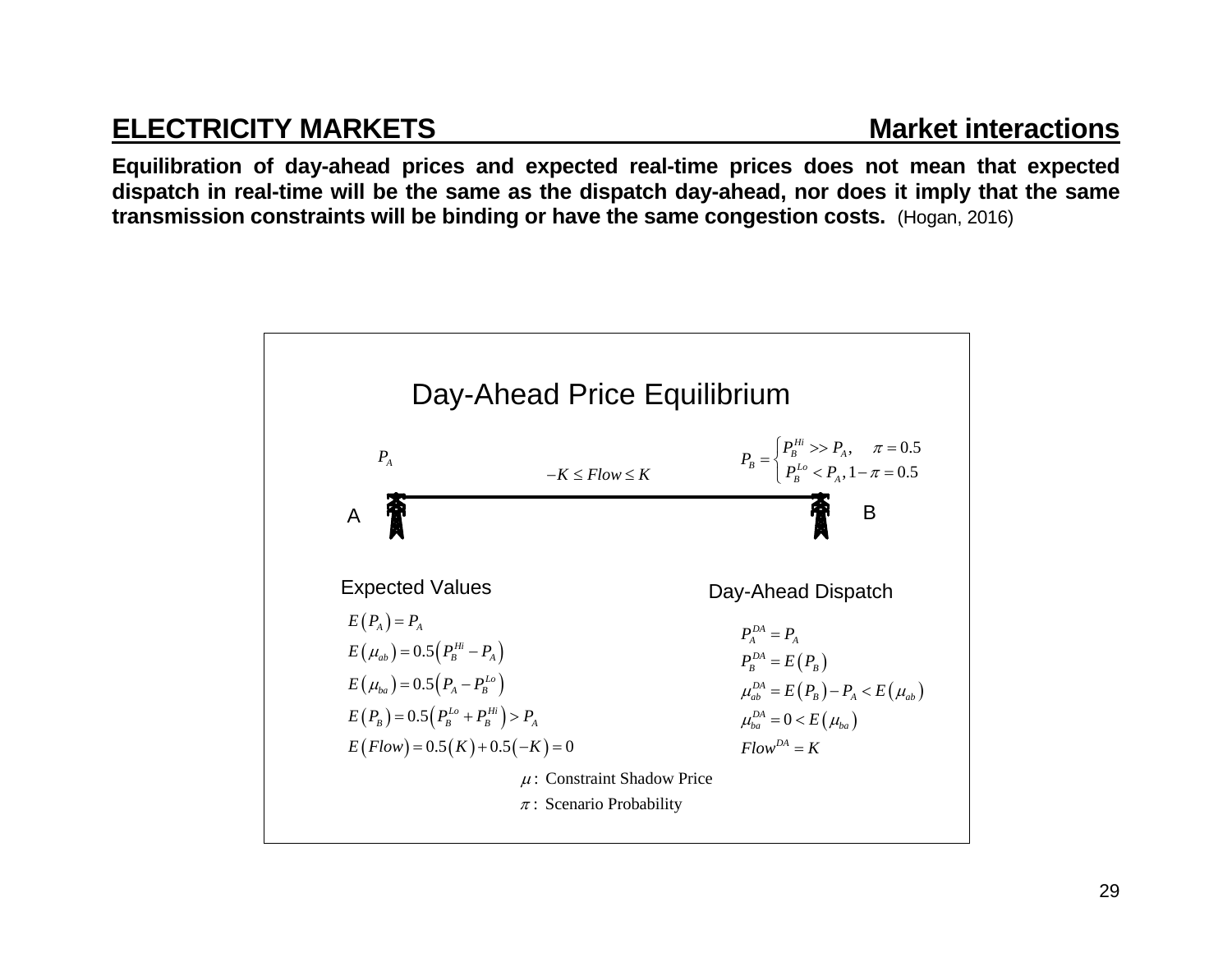## ELECTRICITY MARKETS — Market interactions

**Equilibration of day-ahead prices and expected real-time prices does not mean that expected dispatch in real-time will be the same as the dispatch day-ahead, nor does it imply that the same transmission constraints will be binding or have the same congestion costs.** (Hogan, 2016)

### Day-Ahead Price Equilibrium

$P_A$

$-K \le Flow \le K$

$$P_B = \begin{cases} P_B^{Hi} >> P_A, & \pi = 0.5 \\ P_B^{Lo} < P_A, & 1-\pi = 0.5 \end{cases}$$

A — B

**Expected Values**

$$E(P_A) = P_A$$
$$E(\mu_{ab}) = 0.5\left(P_B^{Hi} - P_A\right)$$
$$E(\mu_{ba}) = 0.5\left(P_A - P_B^{Lo}\right)$$
$$E(P_B) = 0.5\left(P_B^{Lo} + P_B^{Hi}\right) > P_A$$
$$E(Flow) = 0.5(K) + 0.5(-K) = 0$$

**Day-Ahead Dispatch**

$$P_A^{DA} = P_A$$
$$P_B^{DA} = E(P_B)$$
$$\mu_{ab}^{DA} = E(P_B) - P_A < E(\mu_{ab})$$
$$\mu_{ba}^{DA} = 0 < E(\mu_{ba})$$
$$Flow^{DA} = K$$

$\mu$: Constraint Shadow Price

$\pi$: Scenario Probability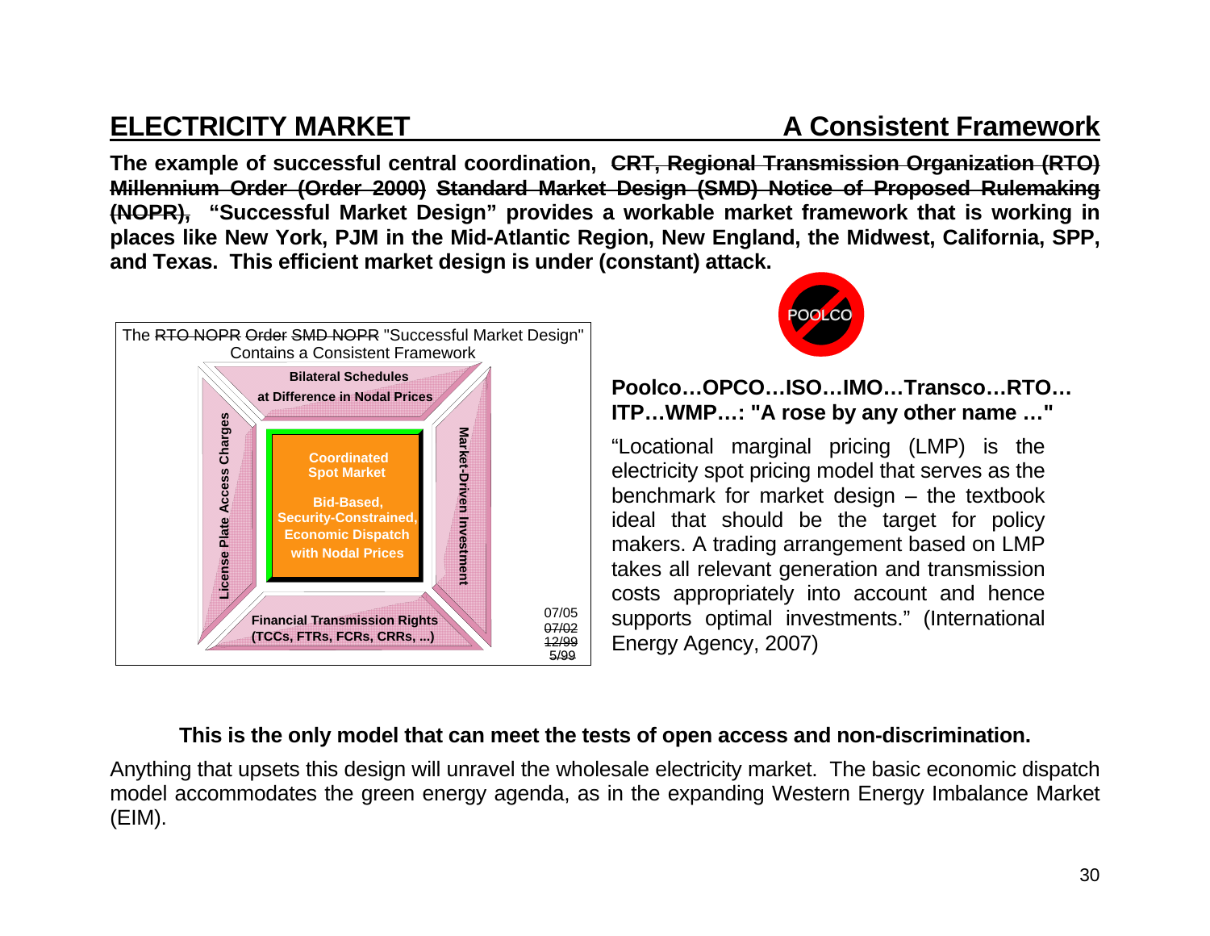## ELECTRICITY MARKET — A Consistent Framework

**The example of successful central coordination, ~~CRT, Regional Transmission Organization (RTO) Millennium Order (Order 2000) Standard Market Design (SMD) Notice of Proposed Rulemaking (NOPR),~~ "Successful Market Design" provides a workable market framework that is working in places like New York, PJM in the Mid-Atlantic Region, New England, the Midwest, California, SPP, and Texas. This efficient market design is under (constant) attack.**

The ~~RTO NOPR Order SMD NOPR~~ "Successful Market Design" Contains a Consistent Framework

- **Bilateral Schedules at Difference in Nodal Prices**
- **License Plate Access Charges**
- **Coordinated Spot Market**
  - **Bid-Based, Security-Constrained, Economic Dispatch with Nodal Prices**
- **Market-Driven Investment**
- **Financial Transmission Rights (TCCs, FTRs, FCRs, CRRs, ...)**

07/05
~~07/02~~
~~12/99~~
~~5/99~~

POOLCO

**Poolco…OPCO…ISO…IMO…Transco…RTO… ITP…WMP…: "A rose by any other name …"**

"Locational marginal pricing (LMP) is the electricity spot pricing model that serves as the benchmark for market design – the textbook ideal that should be the target for policy makers. A trading arrangement based on LMP takes all relevant generation and transmission costs appropriately into account and hence supports optimal investments." (International Energy Agency, 2007)

**This is the only model that can meet the tests of open access and non-discrimination.**

Anything that upsets this design will unravel the wholesale electricity market. The basic economic dispatch model accommodates the green energy agenda, as in the expanding Western Energy Imbalance Market (EIM).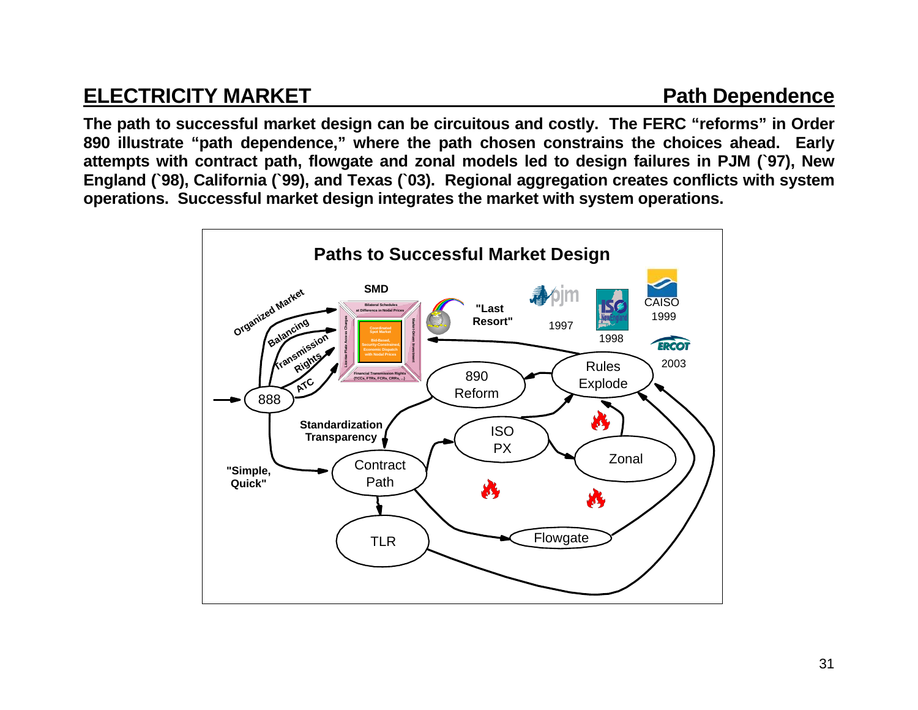## ELECTRICITY MARKET — Path Dependence

**The path to successful market design can be circuitous and costly. The FERC "reforms" in Order 890 illustrate "path dependence," where the path chosen constrains the choices ahead. Early attempts with contract path, flowgate and zonal models led to design failures in PJM (`97), New England (`98), California (`99), and Texas (`03). Regional aggregation creates conflicts with system operations. Successful market design integrates the market with system operations.**

**Paths to Successful Market Design**

SMD

Organized Market

Balancing

Transmission Rights

ATC

888

"Last Resort"

pjm 1997

ISO New England 1998

CAISO 1999

ERCOT 2003

890 Reform

Rules Explode

Standardization Transparency

ISO PX

Zonal

"Simple, Quick"

Contract Path

TLR

Flowgate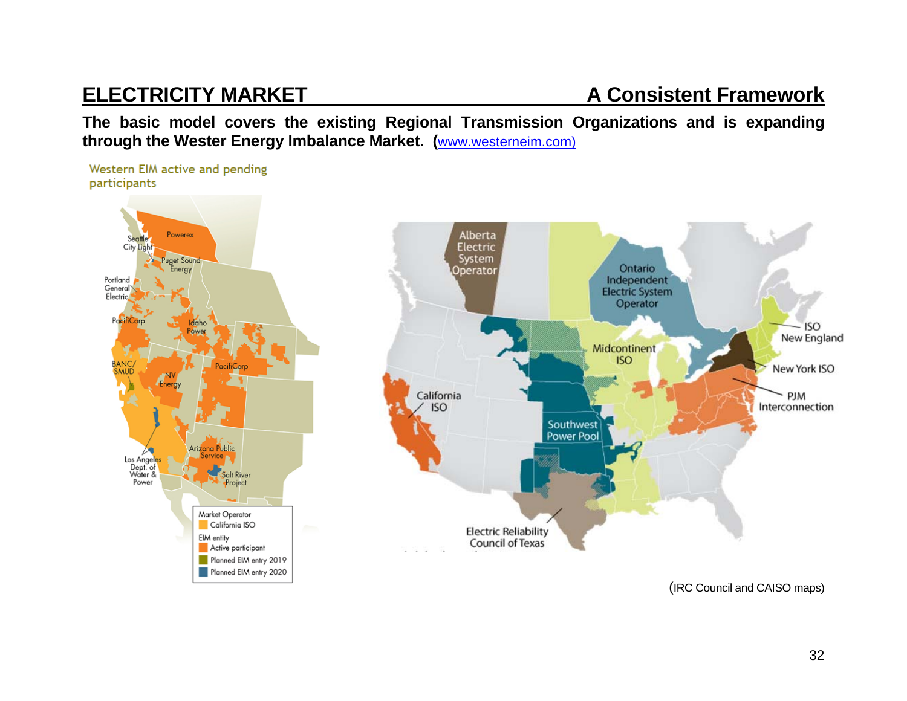## ELECTRICITY MARKET A Consistent Framework

**The basic model covers the existing Regional Transmission Organizations and is expanding through the Wester Energy Imbalance Market. (**[www.westerneim.com)](http://www.westerneim.com)

Western EIM active and pending participants

Seattle City Light
Powerex
Puget Sound Energy
Portland General Electric
PacifiCorp
Idaho Power
BANC/SMUD
NV Energy
PacifiCorp
Arizona Public Service
Los Angeles Dept. of Water & Power
Salt River Project

Market Operator
California ISO
EIM entity
Active participant
Planned EIM entry 2019
Planned EIM entry 2020

Alberta Electric System Operator
Ontario Independent Electric System Operator
ISO New England
Midcontinent ISO
New York ISO
California ISO
PJM Interconnection
Southwest Power Pool
Electric Reliability Council of Texas

(IRC Council and CAISO maps)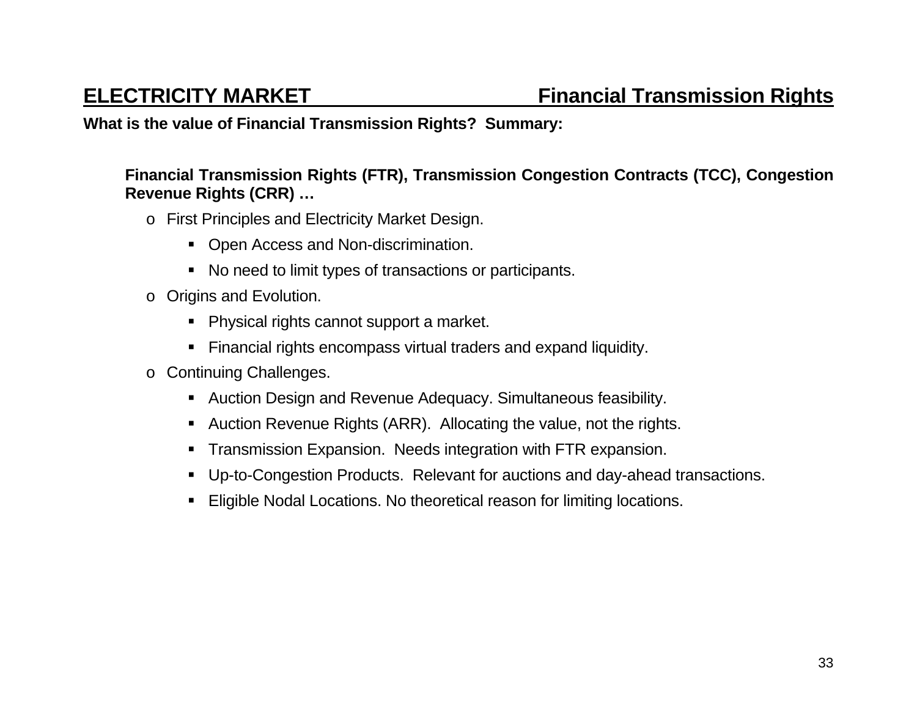## ELECTRICITY MARKET — Financial Transmission Rights

**What is the value of Financial Transmission Rights? Summary:**

**Financial Transmission Rights (FTR), Transmission Congestion Contracts (TCC), Congestion Revenue Rights (CRR) …**

- First Principles and Electricity Market Design.
  - Open Access and Non-discrimination.
  - No need to limit types of transactions or participants.
- Origins and Evolution.
  - Physical rights cannot support a market.
  - Financial rights encompass virtual traders and expand liquidity.
- Continuing Challenges.
  - Auction Design and Revenue Adequacy. Simultaneous feasibility.
  - Auction Revenue Rights (ARR). Allocating the value, not the rights.
  - Transmission Expansion. Needs integration with FTR expansion.
  - Up-to-Congestion Products. Relevant for auctions and day-ahead transactions.
  - Eligible Nodal Locations. No theoretical reason for limiting locations.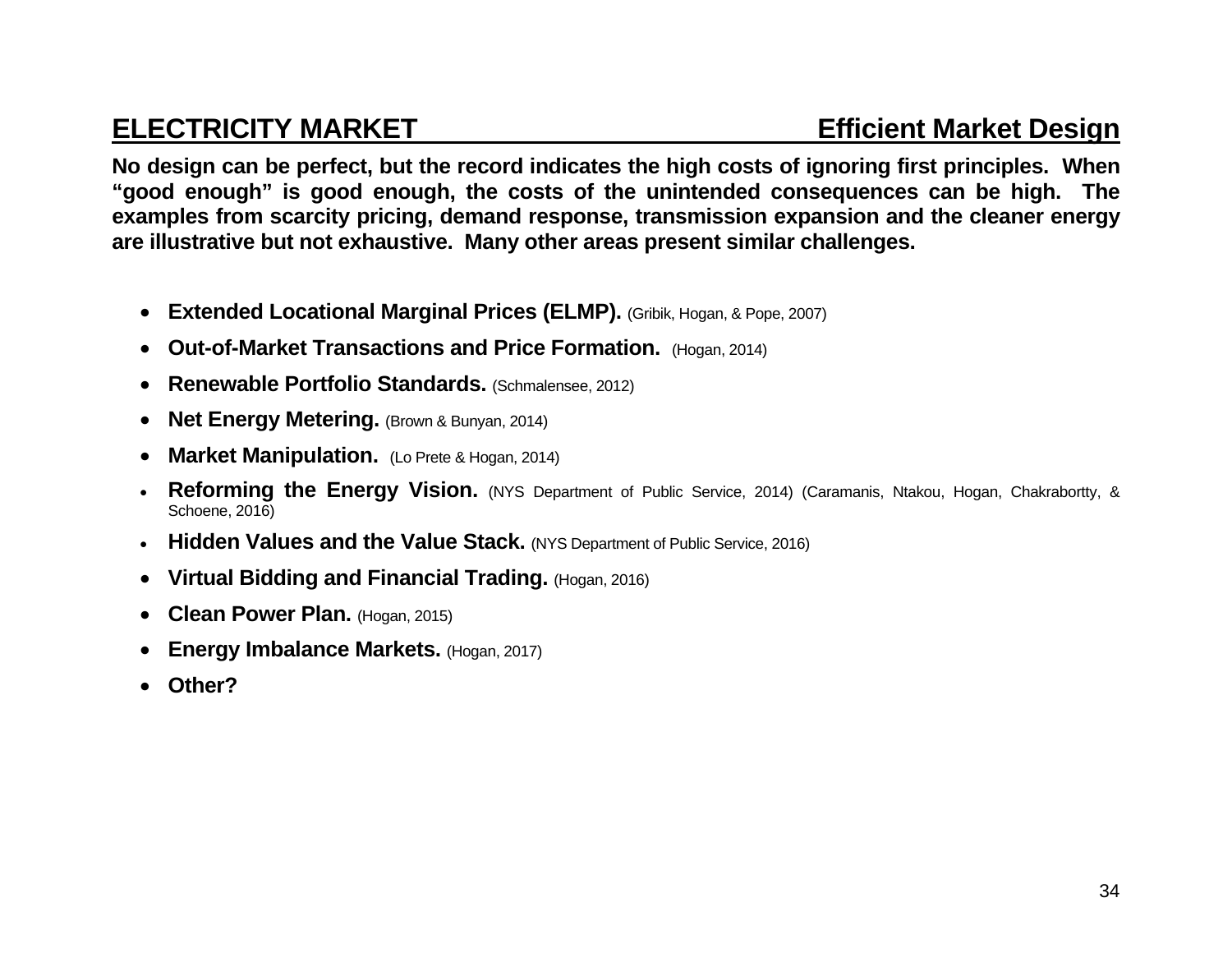## ELECTRICITY MARKET — Efficient Market Design

**No design can be perfect, but the record indicates the high costs of ignoring first principles. When "good enough" is good enough, the costs of the unintended consequences can be high. The examples from scarcity pricing, demand response, transmission expansion and the cleaner energy are illustrative but not exhaustive. Many other areas present similar challenges.**

- **Extended Locational Marginal Prices (ELMP).** (Gribik, Hogan, & Pope, 2007)
- **Out-of-Market Transactions and Price Formation.** (Hogan, 2014)
- **Renewable Portfolio Standards.** (Schmalensee, 2012)
- **Net Energy Metering.** (Brown & Bunyan, 2014)
- **Market Manipulation.** (Lo Prete & Hogan, 2014)
- **Reforming the Energy Vision.** (NYS Department of Public Service, 2014) (Caramanis, Ntakou, Hogan, Chakrabortty, & Schoene, 2016)
- **Hidden Values and the Value Stack.** (NYS Department of Public Service, 2016)
- **Virtual Bidding and Financial Trading.** (Hogan, 2016)
- **Clean Power Plan.** (Hogan, 2015)
- **Energy Imbalance Markets.** (Hogan, 2017)
- **Other?**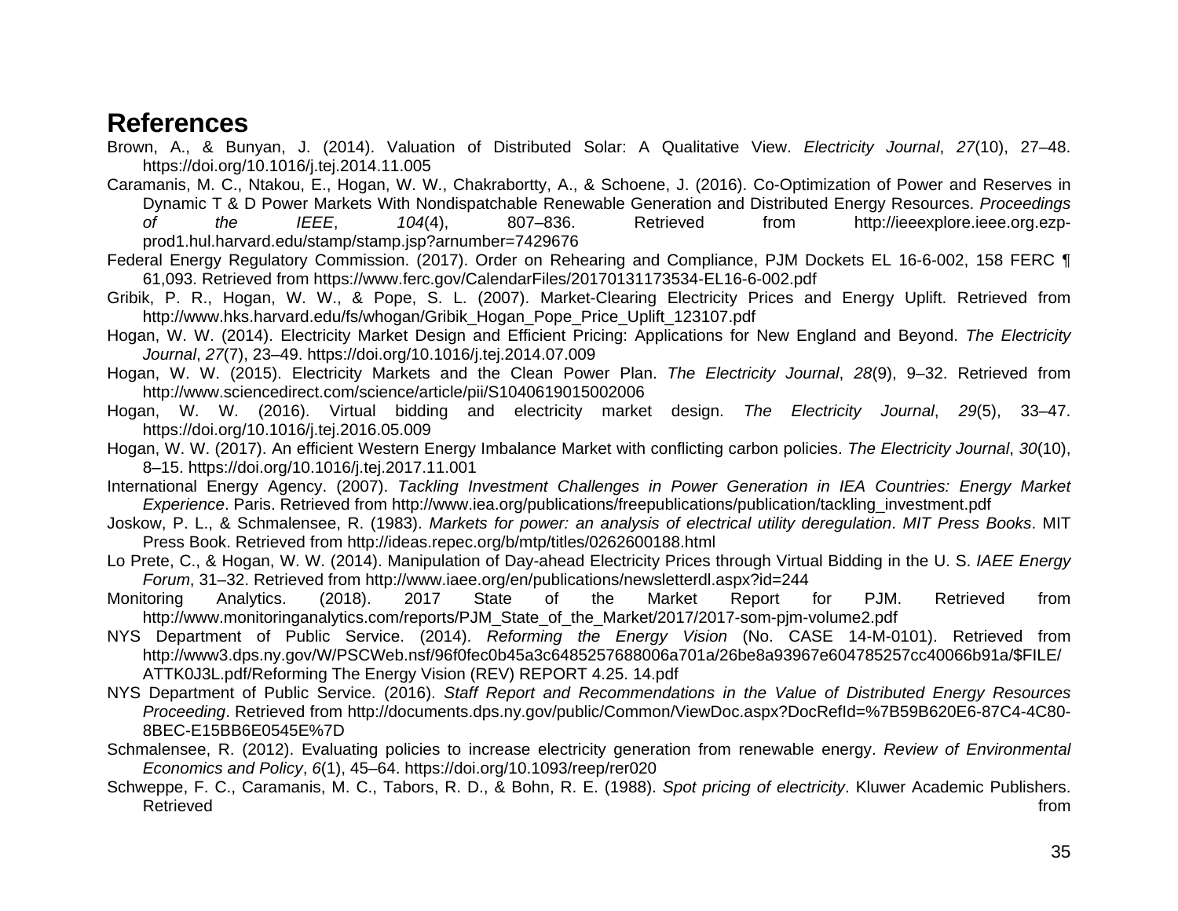# References

Brown, A., & Bunyan, J. (2014). Valuation of Distributed Solar: A Qualitative View. *Electricity Journal*, *27*(10), 27–48. https://doi.org/10.1016/j.tej.2014.11.005

Caramanis, M. C., Ntakou, E., Hogan, W. W., Chakrabortty, A., & Schoene, J. (2016). Co-Optimization of Power and Reserves in Dynamic T & D Power Markets With Nondispatchable Renewable Generation and Distributed Energy Resources. *Proceedings of the IEEE*, *104*(4), 807–836. Retrieved from http://ieeexplore.ieee.org.ezp-prod1.hul.harvard.edu/stamp/stamp.jsp?arnumber=7429676

Federal Energy Regulatory Commission. (2017). Order on Rehearing and Compliance, PJM Dockets EL 16-6-002, 158 FERC ¶ 61,093. Retrieved from https://www.ferc.gov/CalendarFiles/20170131173534-EL16-6-002.pdf

Gribik, P. R., Hogan, W. W., & Pope, S. L. (2007). Market-Clearing Electricity Prices and Energy Uplift. Retrieved from http://www.hks.harvard.edu/fs/whogan/Gribik_Hogan_Pope_Price_Uplift_123107.pdf

Hogan, W. W. (2014). Electricity Market Design and Efficient Pricing: Applications for New England and Beyond. *The Electricity Journal*, *27*(7), 23–49. https://doi.org/10.1016/j.tej.2014.07.009

Hogan, W. W. (2015). Electricity Markets and the Clean Power Plan. *The Electricity Journal*, *28*(9), 9–32. Retrieved from http://www.sciencedirect.com/science/article/pii/S1040619015002006

Hogan, W. W. (2016). Virtual bidding and electricity market design. *The Electricity Journal*, *29*(5), 33–47. https://doi.org/10.1016/j.tej.2016.05.009

Hogan, W. W. (2017). An efficient Western Energy Imbalance Market with conflicting carbon policies. *The Electricity Journal*, *30*(10), 8–15. https://doi.org/10.1016/j.tej.2017.11.001

International Energy Agency. (2007). *Tackling Investment Challenges in Power Generation in IEA Countries: Energy Market Experience*. Paris. Retrieved from http://www.iea.org/publications/freepublications/publication/tackling_investment.pdf

Joskow, P. L., & Schmalensee, R. (1983). *Markets for power: an analysis of electrical utility deregulation*. *MIT Press Books*. MIT Press Book. Retrieved from http://ideas.repec.org/b/mtp/titles/0262600188.html

Lo Prete, C., & Hogan, W. W. (2014). Manipulation of Day-ahead Electricity Prices through Virtual Bidding in the U. S. *IAEE Energy Forum*, 31–32. Retrieved from http://www.iaee.org/en/publications/newsletterdl.aspx?id=244

Monitoring Analytics. (2018). 2017 State of the Market Report for PJM. Retrieved from http://www.monitoringanalytics.com/reports/PJM_State_of_the_Market/2017/2017-som-pjm-volume2.pdf

NYS Department of Public Service. (2014). *Reforming the Energy Vision* (No. CASE 14-M-0101). Retrieved from http://www3.dps.ny.gov/W/PSCWeb.nsf/96f0fec0b45a3c6485257688006a701a/26be8a93967e604785257cc40066b91a/$FILE/ATTK0J3L.pdf/Reforming The Energy Vision (REV) REPORT 4.25. 14.pdf

NYS Department of Public Service. (2016). *Staff Report and Recommendations in the Value of Distributed Energy Resources Proceeding*. Retrieved from http://documents.dps.ny.gov/public/Common/ViewDoc.aspx?DocRefId=%7B59B620E6-87C4-4C80-8BEC-E15BB6E0545E%7D

Schmalensee, R. (2012). Evaluating policies to increase electricity generation from renewable energy. *Review of Environmental Economics and Policy*, *6*(1), 45–64. https://doi.org/10.1093/reep/rer020

Schweppe, F. C., Caramanis, M. C., Tabors, R. D., & Bohn, R. E. (1988). *Spot pricing of electricity*. Kluwer Academic Publishers. Retrieved from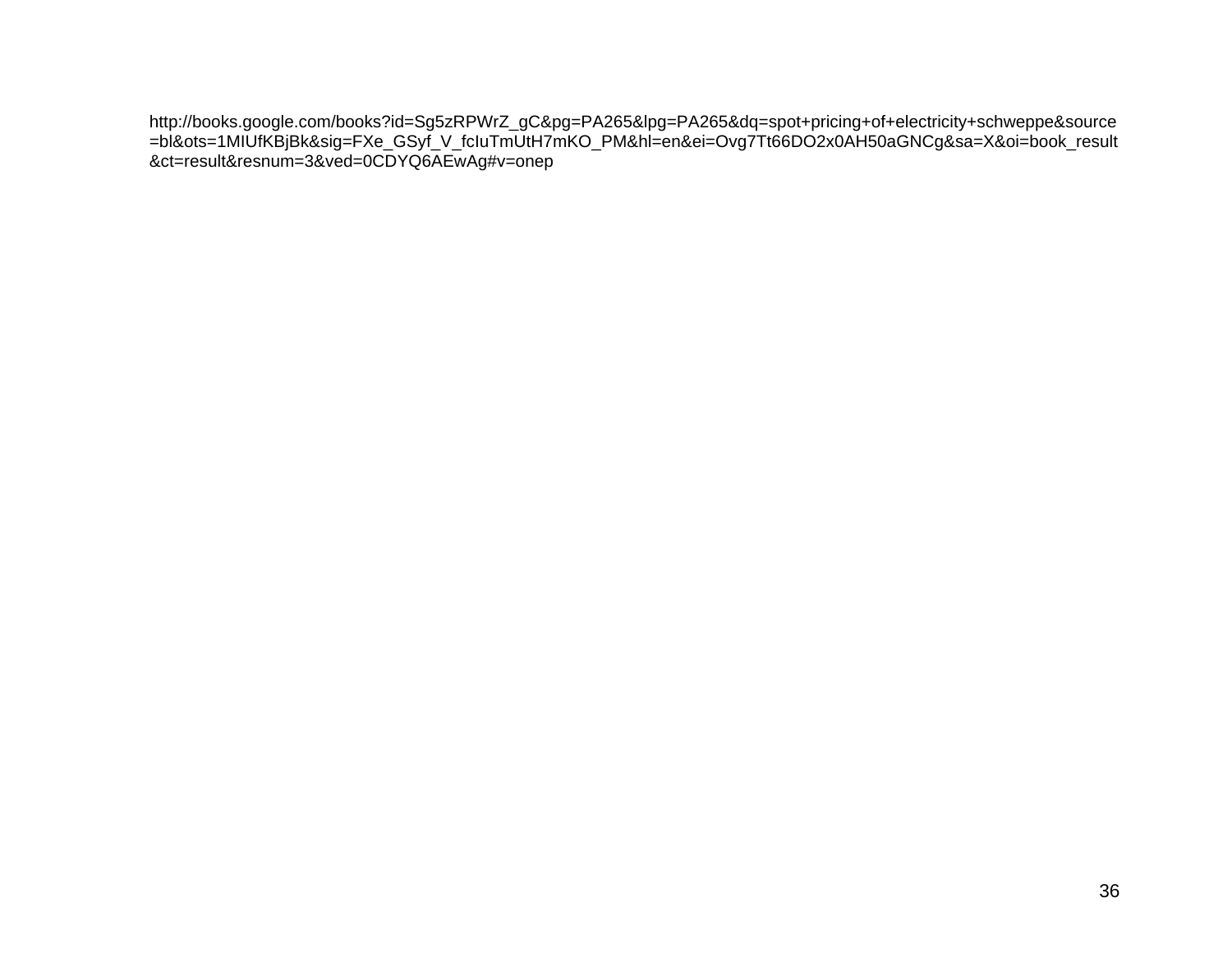http://books.google.com/books?id=Sg5zRPWrZ_gC&pg=PA265&lpg=PA265&dq=spot+pricing+of+electricity+schweppe&source=bl&ots=1MIUfKBjBk&sig=FXe_GSyf_V_fcIuTmUtH7mKO_PM&hl=en&ei=Ovg7Tt66DO2x0AH50aGNCg&sa=X&oi=book_result&ct=result&resnum=3&ved=0CDYQ6AEwAg#v=onep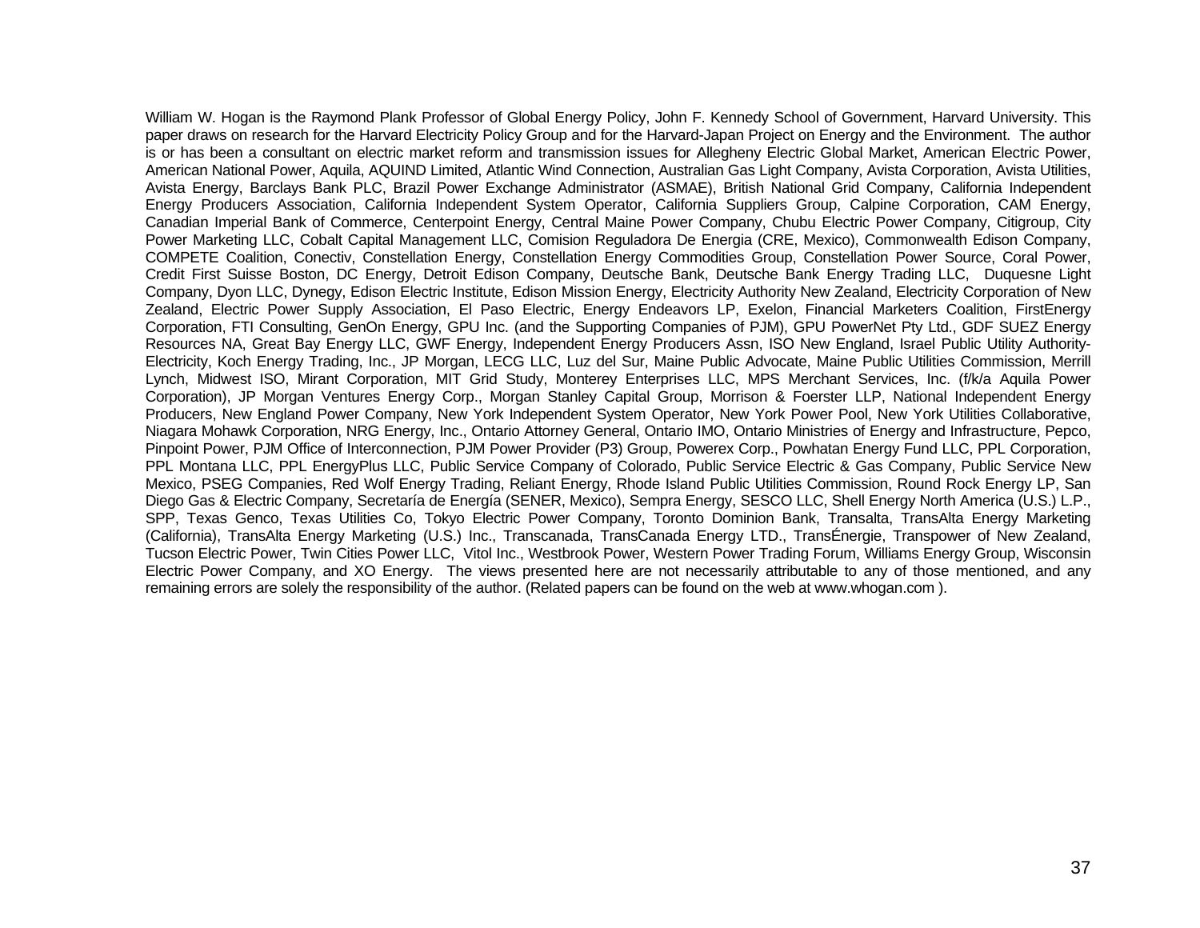William W. Hogan is the Raymond Plank Professor of Global Energy Policy, John F. Kennedy School of Government, Harvard University. This paper draws on research for the Harvard Electricity Policy Group and for the Harvard-Japan Project on Energy and the Environment. The author is or has been a consultant on electric market reform and transmission issues for Allegheny Electric Global Market, American Electric Power, American National Power, Aquila, AQUIND Limited, Atlantic Wind Connection, Australian Gas Light Company, Avista Corporation, Avista Utilities, Avista Energy, Barclays Bank PLC, Brazil Power Exchange Administrator (ASMAE), British National Grid Company, California Independent Energy Producers Association, California Independent System Operator, California Suppliers Group, Calpine Corporation, CAM Energy, Canadian Imperial Bank of Commerce, Centerpoint Energy, Central Maine Power Company, Chubu Electric Power Company, Citigroup, City Power Marketing LLC, Cobalt Capital Management LLC, Comision Reguladora De Energia (CRE, Mexico), Commonwealth Edison Company, COMPETE Coalition, Conectiv, Constellation Energy, Constellation Energy Commodities Group, Constellation Power Source, Coral Power, Credit First Suisse Boston, DC Energy, Detroit Edison Company, Deutsche Bank, Deutsche Bank Energy Trading LLC, Duquesne Light Company, Dyon LLC, Dynegy, Edison Electric Institute, Edison Mission Energy, Electricity Authority New Zealand, Electricity Corporation of New Zealand, Electric Power Supply Association, El Paso Electric, Energy Endeavors LP, Exelon, Financial Marketers Coalition, FirstEnergy Corporation, FTI Consulting, GenOn Energy, GPU Inc. (and the Supporting Companies of PJM), GPU PowerNet Pty Ltd., GDF SUEZ Energy Resources NA, Great Bay Energy LLC, GWF Energy, Independent Energy Producers Assn, ISO New England, Israel Public Utility Authority-Electricity, Koch Energy Trading, Inc., JP Morgan, LECG LLC, Luz del Sur, Maine Public Advocate, Maine Public Utilities Commission, Merrill Lynch, Midwest ISO, Mirant Corporation, MIT Grid Study, Monterey Enterprises LLC, MPS Merchant Services, Inc. (f/k/a Aquila Power Corporation), JP Morgan Ventures Energy Corp., Morgan Stanley Capital Group, Morrison & Foerster LLP, National Independent Energy Producers, New England Power Company, New York Independent System Operator, New York Power Pool, New York Utilities Collaborative, Niagara Mohawk Corporation, NRG Energy, Inc., Ontario Attorney General, Ontario IMO, Ontario Ministries of Energy and Infrastructure, Pepco, Pinpoint Power, PJM Office of Interconnection, PJM Power Provider (P3) Group, Powerex Corp., Powhatan Energy Fund LLC, PPL Corporation, PPL Montana LLC, PPL EnergyPlus LLC, Public Service Company of Colorado, Public Service Electric & Gas Company, Public Service New Mexico, PSEG Companies, Red Wolf Energy Trading, Reliant Energy, Rhode Island Public Utilities Commission, Round Rock Energy LP, San Diego Gas & Electric Company, Secretaría de Energía (SENER, Mexico), Sempra Energy, SESCO LLC, Shell Energy North America (U.S.) L.P., SPP, Texas Genco, Texas Utilities Co, Tokyo Electric Power Company, Toronto Dominion Bank, Transalta, TransAlta Energy Marketing (California), TransAlta Energy Marketing (U.S.) Inc., Transcanada, TransCanada Energy LTD., TransÉnergie, Transpower of New Zealand, Tucson Electric Power, Twin Cities Power LLC, Vitol Inc., Westbrook Power, Western Power Trading Forum, Williams Energy Group, Wisconsin Electric Power Company, and XO Energy. The views presented here are not necessarily attributable to any of those mentioned, and any remaining errors are solely the responsibility of the author. (Related papers can be found on the web at www.whogan.com ).